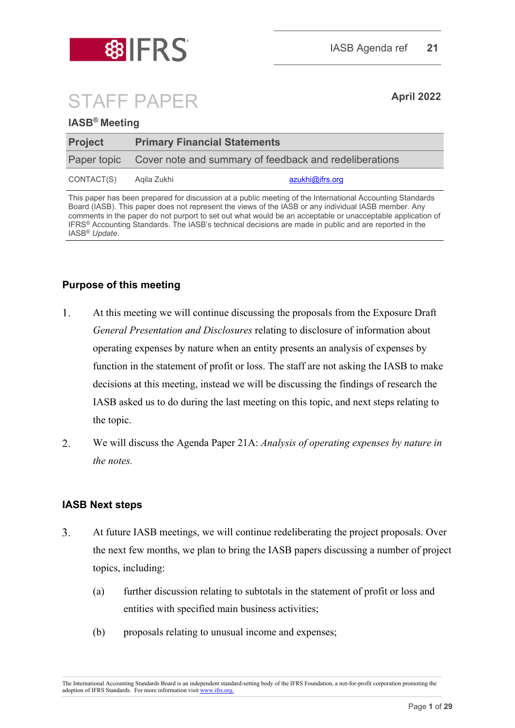IASB Agenda ref **21**

# STAFF PAPER

**April 2022**

**IASB® Meeting**

| **Project** | **Primary Financial Statements** | |
|---|---|---|
| Paper topic | Cover note and summary of feedback and redeliberations | |
| CONTACT(S) | Aqila Zukhi | azukhi@ifrs.org |

This paper has been prepared for discussion at a public meeting of the International Accounting Standards Board (IASB). This paper does not represent the views of the IASB or any individual IASB member. Any comments in the paper do not purport to set out what would be an acceptable or unacceptable application of IFRS® Accounting Standards. The IASB's technical decisions are made in public and are reported in the IASB® *Update*.

## Purpose of this meeting

1. At this meeting we will continue discussing the proposals from the Exposure Draft *General Presentation and Disclosures* relating to disclosure of information about operating expenses by nature when an entity presents an analysis of expenses by function in the statement of profit or loss. The staff are not asking the IASB to make decisions at this meeting, instead we will be discussing the findings of research the IASB asked us to do during the last meeting on this topic, and next steps relating to the topic.

2. We will discuss the Agenda Paper 21A: *Analysis of operating expenses by nature in the notes.*

## IASB Next steps

3. At future IASB meetings, we will continue redeliberating the project proposals. Over the next few months, we plan to bring the IASB papers discussing a number of project topics, including:

   (a) further discussion relating to subtotals in the statement of profit or loss and entities with specified main business activities;

   (b) proposals relating to unusual income and expenses;

The International Accounting Standards Board is an independent standard-setting body of the IFRS Foundation, a not-for-profit corporation promoting the adoption of IFRS Standards. For more information visit www.ifrs.org.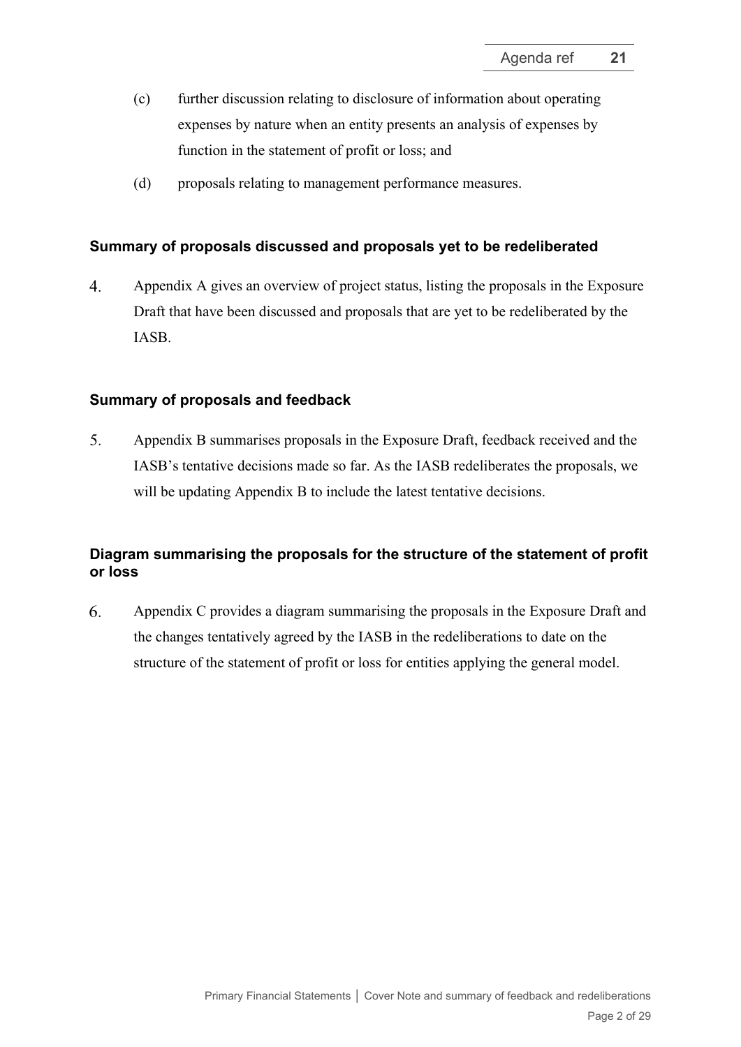(c) further discussion relating to disclosure of information about operating expenses by nature when an entity presents an analysis of expenses by function in the statement of profit or loss; and

(d) proposals relating to management performance measures.

### Summary of proposals discussed and proposals yet to be redeliberated

4. Appendix A gives an overview of project status, listing the proposals in the Exposure Draft that have been discussed and proposals that are yet to be redeliberated by the IASB.

### Summary of proposals and feedback

5. Appendix B summarises proposals in the Exposure Draft, feedback received and the IASB's tentative decisions made so far. As the IASB redeliberates the proposals, we will be updating Appendix B to include the latest tentative decisions.

### Diagram summarising the proposals for the structure of the statement of profit or loss

6. Appendix C provides a diagram summarising the proposals in the Exposure Draft and the changes tentatively agreed by the IASB in the redeliberations to date on the structure of the statement of profit or loss for entities applying the general model.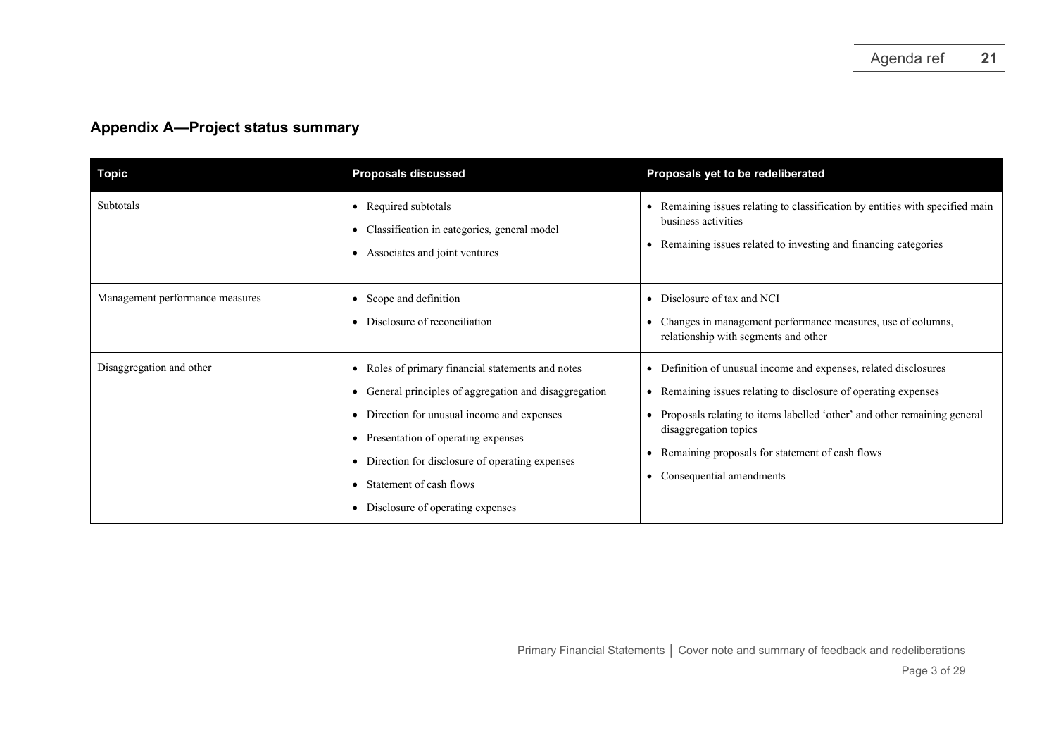## Appendix A—Project status summary

| Topic | Proposals discussed | Proposals yet to be redeliberated |
|---|---|---|
| Subtotals | • Required subtotals<br>• Classification in categories, general model<br>• Associates and joint ventures | • Remaining issues relating to classification by entities with specified main business activities<br>• Remaining issues related to investing and financing categories |
| Management performance measures | • Scope and definition<br>• Disclosure of reconciliation | • Disclosure of tax and NCI<br>• Changes in management performance measures, use of columns, relationship with segments and other |
| Disaggregation and other | • Roles of primary financial statements and notes<br>• General principles of aggregation and disaggregation<br>• Direction for unusual income and expenses<br>• Presentation of operating expenses<br>• Direction for disclosure of operating expenses<br>• Statement of cash flows<br>• Disclosure of operating expenses | • Definition of unusual income and expenses, related disclosures<br>• Remaining issues relating to disclosure of operating expenses<br>• Proposals relating to items labelled 'other' and other remaining general disaggregation topics<br>• Remaining proposals for statement of cash flows<br>• Consequential amendments |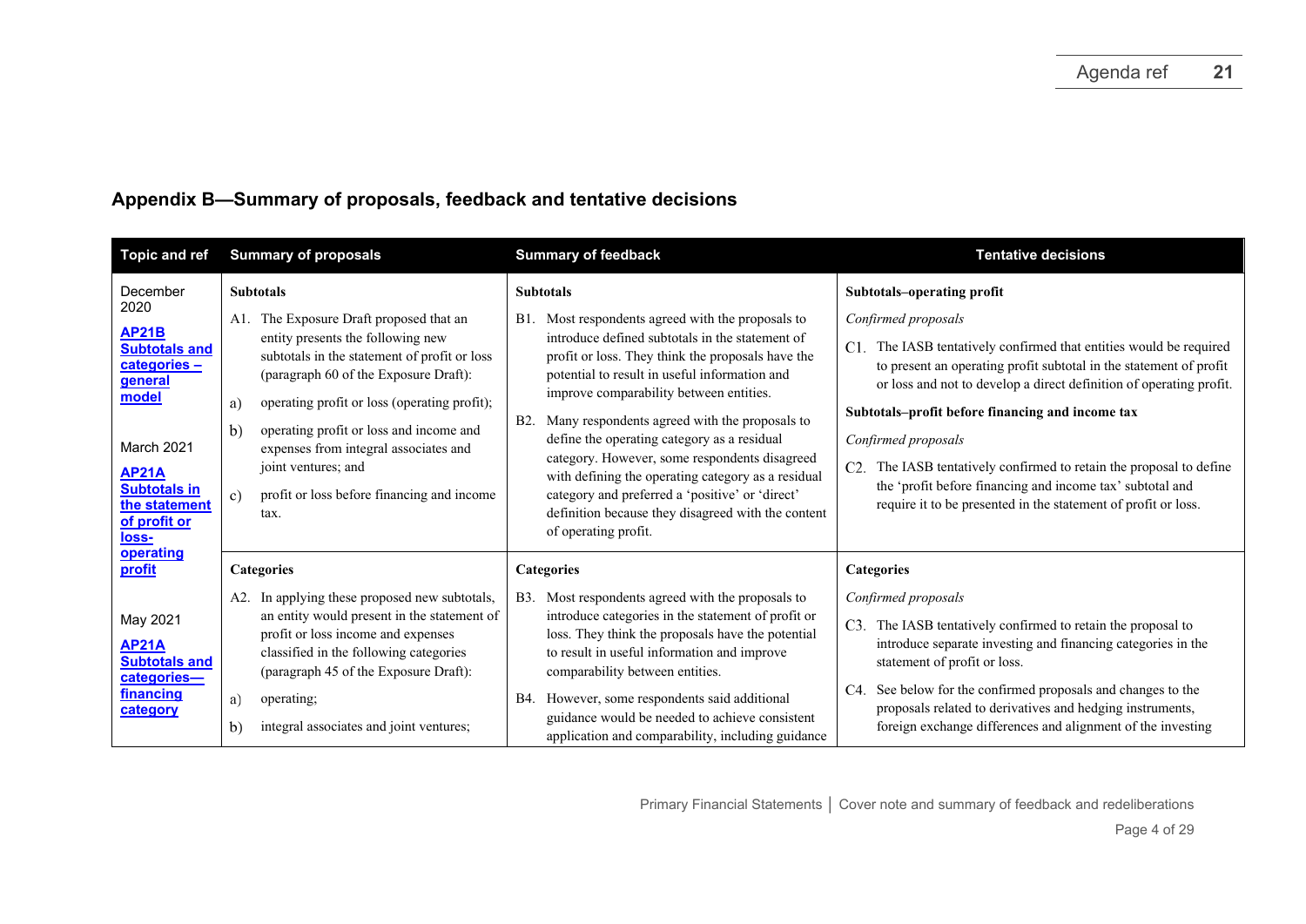## Appendix B—Summary of proposals, feedback and tentative decisions

| Topic and ref | Summary of proposals | Summary of feedback | Tentative decisions |
|---|---|---|---|
| December 2020<br>**AP21B Subtotals and categories – general model**<br><br>March 2021<br>**AP21A Subtotals in the statement of profit or loss-operating profit**<br><br>May 2021<br>**AP21A Subtotals and categories—financing category** | **Subtotals**<br>A1. The Exposure Draft proposed that an entity presents the following new subtotals in the statement of profit or loss (paragraph 60 of the Exposure Draft):<br>a) operating profit or loss (operating profit);<br>b) operating profit or loss and income and expenses from integral associates and joint ventures; and<br>c) profit or loss before financing and income tax. | **Subtotals**<br>B1. Most respondents agreed with the proposals to introduce defined subtotals in the statement of profit or loss. They think the proposals have the potential to result in useful information and improve comparability between entities.<br>B2. Many respondents agreed with the proposals to define the operating category as a residual category. However, some respondents disagreed with defining the operating category as a residual category and preferred a 'positive' or 'direct' definition because they disagreed with the content of operating profit. | **Subtotals–operating profit**<br>*Confirmed proposals*<br>C1. The IASB tentatively confirmed that entities would be required to present an operating profit subtotal in the statement of profit or loss and not to develop a direct definition of operating profit.<br>**Subtotals–profit before financing and income tax**<br>*Confirmed proposals*<br>C2. The IASB tentatively confirmed to retain the proposal to define the 'profit before financing and income tax' subtotal and require it to be presented in the statement of profit or loss. |
| | **Categories**<br>A2. In applying these proposed new subtotals, an entity would present in the statement of profit or loss income and expenses classified in the following categories (paragraph 45 of the Exposure Draft):<br>a) operating;<br>b) integral associates and joint ventures; | **Categories**<br>B3. Most respondents agreed with the proposals to introduce categories in the statement of profit or loss. They think the proposals have the potential to result in useful information and improve comparability between entities.<br>B4. However, some respondents said additional guidance would be needed to achieve consistent application and comparability, including guidance | **Categories**<br>*Confirmed proposals*<br>C3. The IASB tentatively confirmed to retain the proposal to introduce separate investing and financing categories in the statement of profit or loss.<br>C4. See below for the confirmed proposals and changes to the proposals related to derivatives and hedging instruments, foreign exchange differences and alignment of the investing |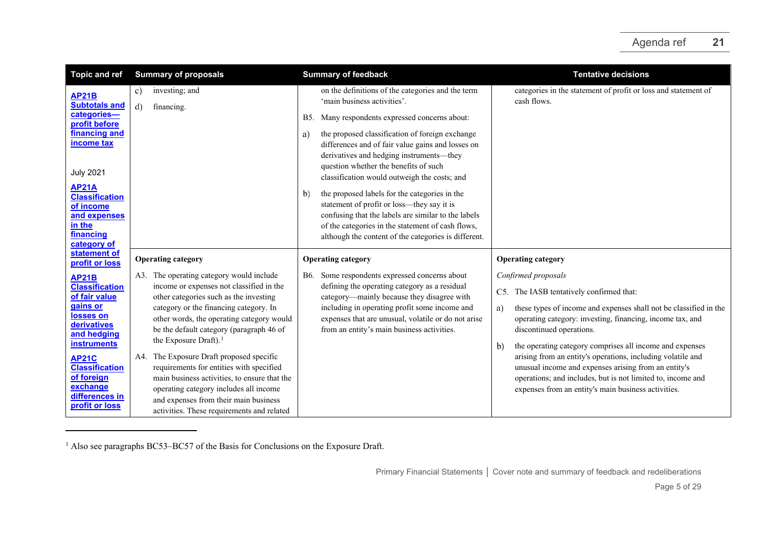| Topic and ref | Summary of proposals | Summary of feedback | Tentative decisions |
|---|---|---|---|
| **AP21B Subtotals and categories—profit before financing and income tax**<br><br>July 2021<br><br>**AP21A Classification of income and expenses in the financing category of statement of profit or loss**<br><br>**AP21B Classification of fair value gains or losses on derivatives and hedging instruments**<br><br>**AP21C Classification of foreign exchange differences in profit or loss** | c) investing; and<br>d) financing. | on the definitions of the categories and the term 'main business activities'.<br><br>B5. Many respondents expressed concerns about:<br>a) the proposed classification of foreign exchange differences and of fair value gains and losses on derivatives and hedging instruments—they question whether the benefits of such classification would outweigh the costs; and<br>b) the proposed labels for the categories in the statement of profit or loss—they say it is confusing that the labels are similar to the labels of the categories in the statement of cash flows, although the content of the categories is different. | categories in the statement of profit or loss and statement of cash flows. |
| | **Operating category**<br><br>A3. The operating category would include income or expenses not classified in the other categories such as the investing category or the financing category. In other words, the operating category would be the default category (paragraph 46 of the Exposure Draft).[1]<br><br>A4. The Exposure Draft proposed specific requirements for entities with specified main business activities, to ensure that the operating category includes all income and expenses from their main business activities. These requirements and related | **Operating category**<br><br>B6. Some respondents expressed concerns about defining the operating category as a residual category—mainly because they disagree with including in operating profit some income and expenses that are unusual, volatile or do not arise from an entity's main business activities. | **Operating category**<br><br>*Confirmed proposals*<br><br>C5. The IASB tentatively confirmed that:<br>a) these types of income and expenses shall not be classified in the operating category: investing, financing, income tax, and discontinued operations.<br>b) the operating category comprises all income and expenses arising from an entity's operations, including volatile and unusual income and expenses arising from an entity's operations; and includes, but is not limited to, income and expenses from an entity's main business activities. |

[1] Also see paragraphs BC53–BC57 of the Basis for Conclusions on the Exposure Draft.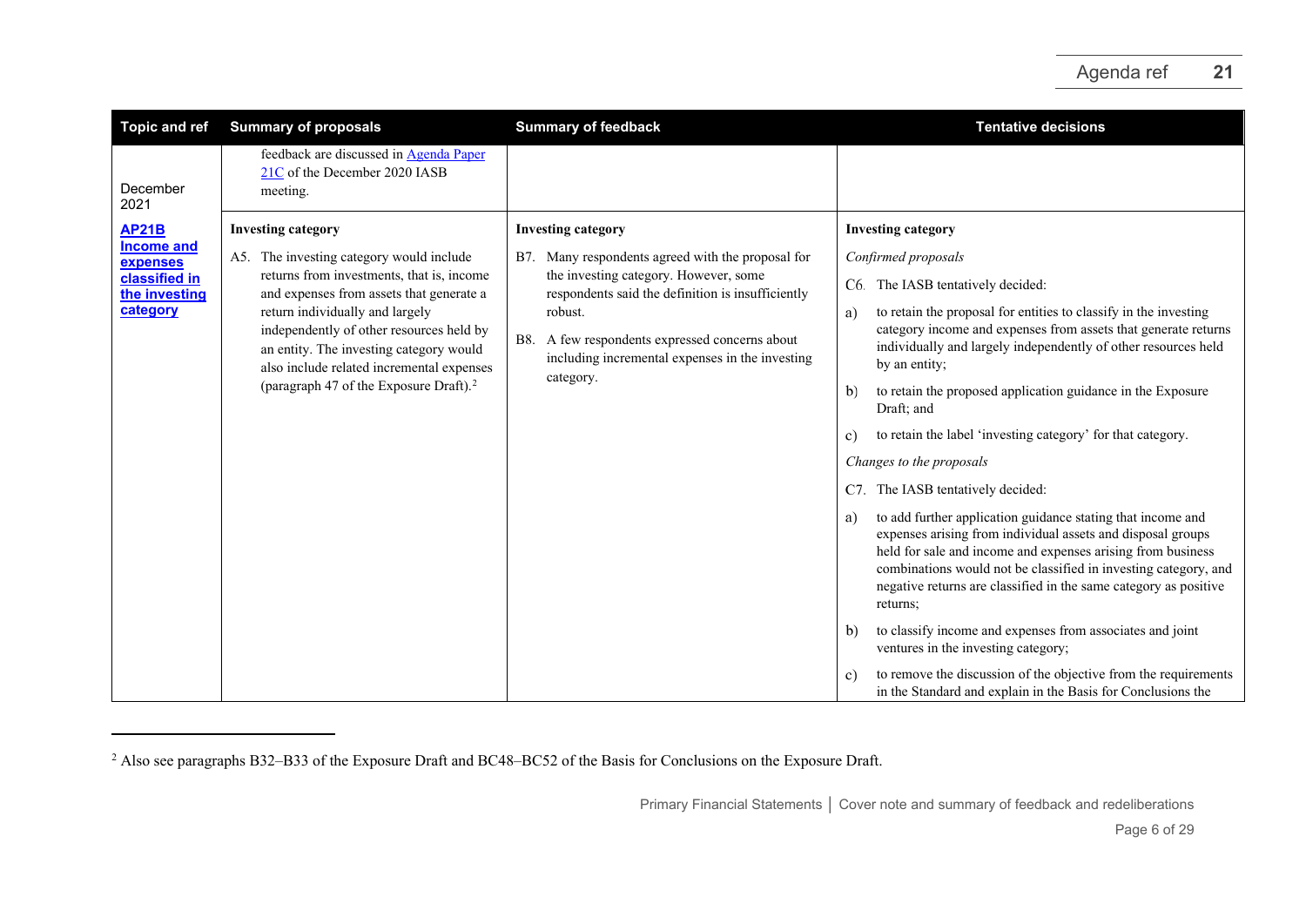| Topic and ref | Summary of proposals | Summary of feedback | Tentative decisions |
|---|---|---|---|
| | feedback are discussed in Agenda Paper 21C of the December 2020 IASB meeting. | | |
| December 2021<br>**AP21B Income and expenses classified in the investing category** | **Investing category**<br>A5. The investing category would include returns from investments, that is, income and expenses from assets that generate a return individually and largely independently of other resources held by an entity. The investing category would also include related incremental expenses (paragraph 47 of the Exposure Draft).[2] | **Investing category**<br>B7. Many respondents agreed with the proposal for the investing category. However, some respondents said the definition is insufficiently robust.<br>B8. A few respondents expressed concerns about including incremental expenses in the investing category. | **Investing category**<br>*Confirmed proposals*<br>C6. The IASB tentatively decided:<br>a) to retain the proposal for entities to classify in the investing category income and expenses from assets that generate returns individually and largely independently of other resources held by an entity;<br>b) to retain the proposed application guidance in the Exposure Draft; and<br>c) to retain the label 'investing category' for that category.<br>*Changes to the proposals*<br>C7. The IASB tentatively decided:<br>a) to add further application guidance stating that income and expenses arising from individual assets and disposal groups held for sale and income and expenses arising from business combinations would not be classified in investing category, and negative returns are classified in the same category as positive returns;<br>b) to classify income and expenses from associates and joint ventures in the investing category;<br>c) to remove the discussion of the objective from the requirements in the Standard and explain in the Basis for Conclusions the |

[2] Also see paragraphs B32–B33 of the Exposure Draft and BC48–BC52 of the Basis for Conclusions on the Exposure Draft.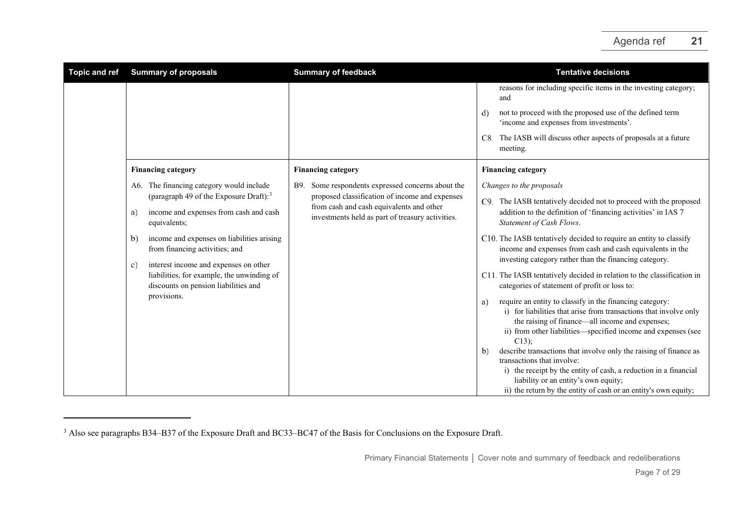| Topic and ref | Summary of proposals | Summary of feedback | Tentative decisions |
| --- | --- | --- | --- |
| | | | reasons for including specific items in the investing category; and<br><br>d) not to proceed with the proposed use of the defined term 'income and expenses from investments'.<br><br>C8. The IASB will discuss other aspects of proposals at a future meeting. |
| | **Financing category**<br><br>A6. The financing category would include (paragraph 49 of the Exposure Draft):[3]<br><br>a) income and expenses from cash and cash equivalents;<br><br>b) income and expenses on liabilities arising from financing activities; and<br><br>c) interest income and expenses on other liabilities, for example, the unwinding of discounts on pension liabilities and provisions. | **Financing category**<br><br>B9. Some respondents expressed concerns about the proposed classification of income and expenses from cash and cash equivalents and other investments held as part of treasury activities. | **Financing category**<br><br>*Changes to the proposals*<br><br>C9. The IASB tentatively decided not to proceed with the proposed addition to the definition of 'financing activities' in IAS 7 *Statement of Cash Flows*.<br><br>C10. The IASB tentatively decided to require an entity to classify income and expenses from cash and cash equivalents in the investing category rather than the financing category.<br><br>C11. The IASB tentatively decided in relation to the classification in categories of statement of profit or loss to:<br><br>a) require an entity to classify in the financing category:<br>i) for liabilities that arise from transactions that involve only the raising of finance—all income and expenses;<br>ii) from other liabilities—specified income and expenses (see C13);<br><br>b) describe transactions that involve only the raising of finance as transactions that involve:<br>i) the receipt by the entity of cash, a reduction in a financial liability or an entity's own equity;<br>ii) the return by the entity of cash or an entity's own equity; |

[3] Also see paragraphs B34–B37 of the Exposure Draft and BC33–BC47 of the Basis for Conclusions on the Exposure Draft.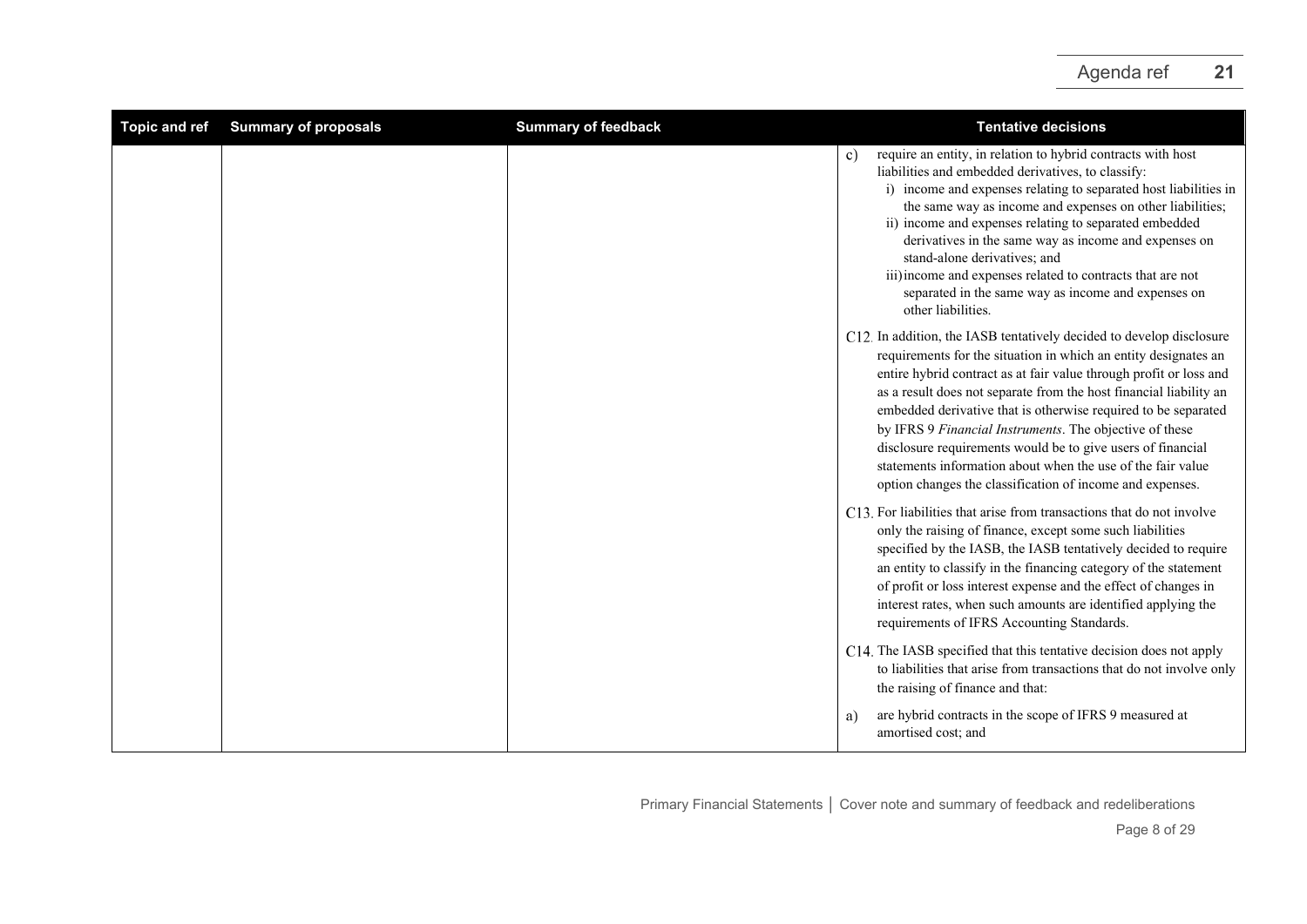| Topic and ref | Summary of proposals | Summary of feedback | Tentative decisions |
|---|---|---|---|
| | | | c) require an entity, in relation to hybrid contracts with host liabilities and embedded derivatives, to classify:<br>i) income and expenses relating to separated host liabilities in the same way as income and expenses on other liabilities;<br>ii) income and expenses relating to separated embedded derivatives in the same way as income and expenses on stand-alone derivatives; and<br>iii) income and expenses related to contracts that are not separated in the same way as income and expenses on other liabilities.<br><br>C12. In addition, the IASB tentatively decided to develop disclosure requirements for the situation in which an entity designates an entire hybrid contract as at fair value through profit or loss and as a result does not separate from the host financial liability an embedded derivative that is otherwise required to be separated by IFRS 9 *Financial Instruments*. The objective of these disclosure requirements would be to give users of financial statements information about when the use of the fair value option changes the classification of income and expenses.<br><br>C13. For liabilities that arise from transactions that do not involve only the raising of finance, except some such liabilities specified by the IASB, the IASB tentatively decided to require an entity to classify in the financing category of the statement of profit or loss interest expense and the effect of changes in interest rates, when such amounts are identified applying the requirements of IFRS Accounting Standards.<br><br>C14. The IASB specified that this tentative decision does not apply to liabilities that arise from transactions that do not involve only the raising of finance and that:<br><br>a) are hybrid contracts in the scope of IFRS 9 measured at amortised cost; and |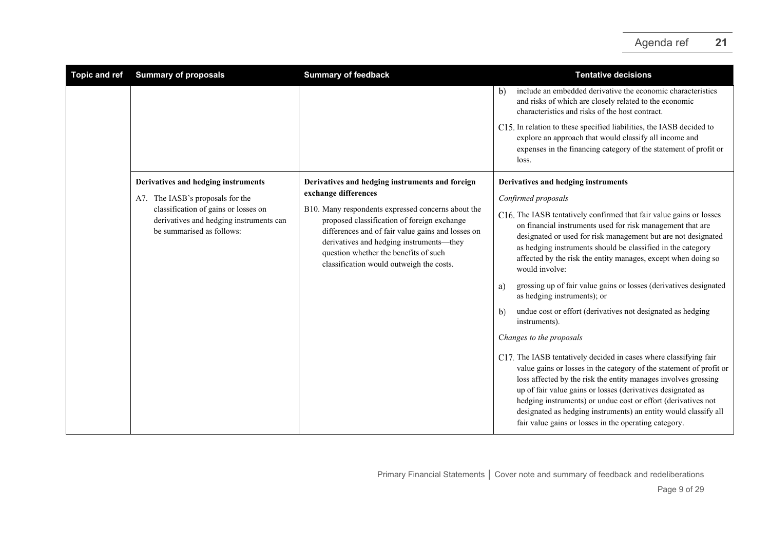| Topic and ref | Summary of proposals | Summary of feedback | Tentative decisions |
|---|---|---|---|
| | | | b) include an embedded derivative the economic characteristics and risks of which are closely related to the economic characteristics and risks of the host contract.<br><br>C15. In relation to these specified liabilities, the IASB decided to explore an approach that would classify all income and expenses in the financing category of the statement of profit or loss. |
| | **Derivatives and hedging instruments**<br><br>A7. The IASB's proposals for the classification of gains or losses on derivatives and hedging instruments can be summarised as follows: | **Derivatives and hedging instruments and foreign exchange differences**<br><br>B10. Many respondents expressed concerns about the proposed classification of foreign exchange differences and of fair value gains and losses on derivatives and hedging instruments—they question whether the benefits of such classification would outweigh the costs. | **Derivatives and hedging instruments**<br><br>*Confirmed proposals*<br><br>C16. The IASB tentatively confirmed that fair value gains or losses on financial instruments used for risk management that are designated or used for risk management but are not designated as hedging instruments should be classified in the category affected by the risk the entity manages, except when doing so would involve:<br><br>a) grossing up of fair value gains or losses (derivatives designated as hedging instruments); or<br><br>b) undue cost or effort (derivatives not designated as hedging instruments).<br><br>*Changes to the proposals*<br><br>C17. The IASB tentatively decided in cases where classifying fair value gains or losses in the category of the statement of profit or loss affected by the risk the entity manages involves grossing up of fair value gains or losses (derivatives designated as hedging instruments) or undue cost or effort (derivatives not designated as hedging instruments) an entity would classify all fair value gains or losses in the operating category. |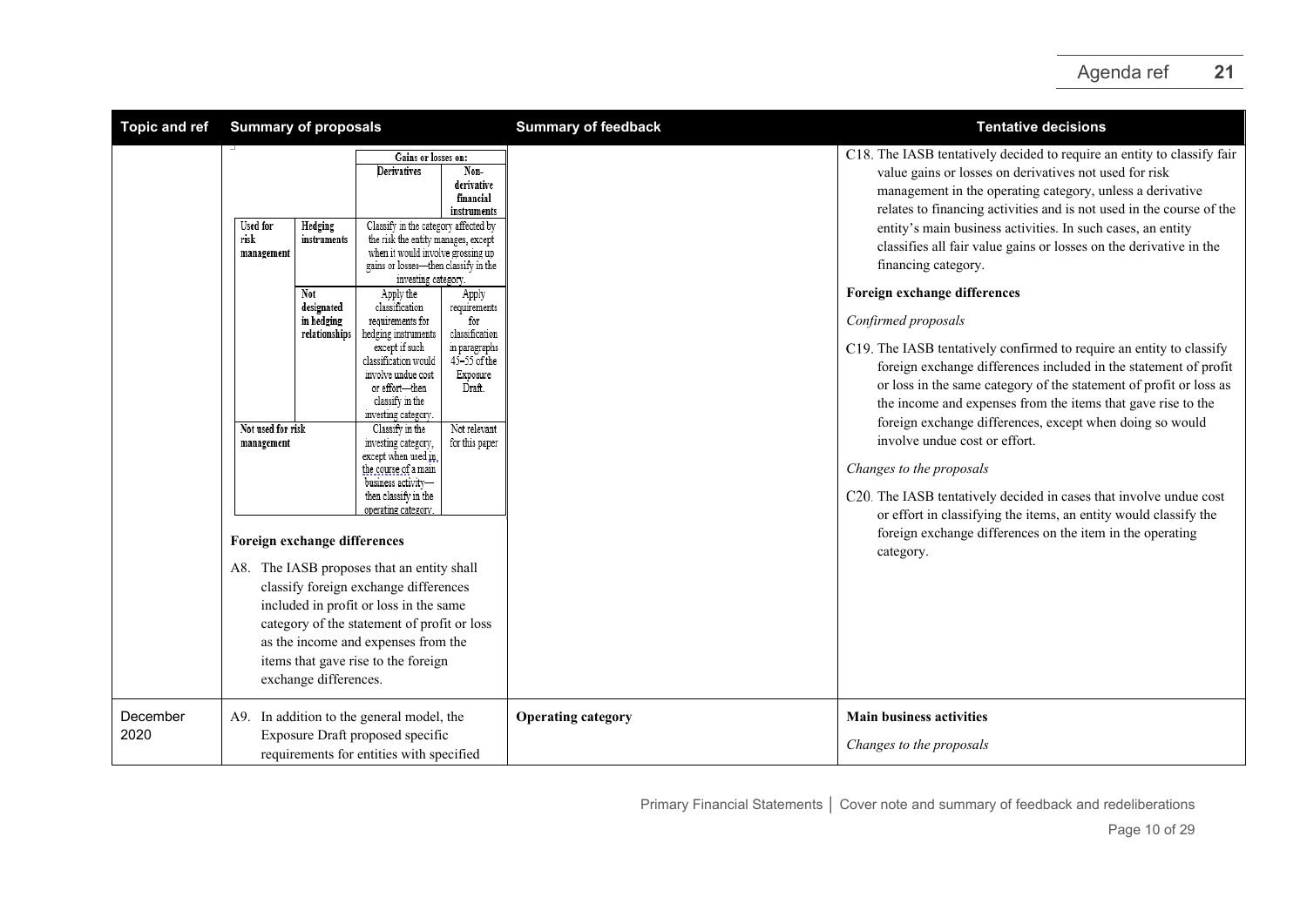| Topic and ref | Summary of proposals | Summary of feedback | Tentative decisions |
|---|---|---|---|
| | <table><tr><td></td><td></td><td colspan="2">Gains or losses on:</td></tr><tr><td></td><td></td><td>Derivatives</td><td>Non-derivative financial instruments</td></tr><tr><td rowspan="2">Used for risk management</td><td>Hedging instruments</td><td colspan="2">Classify in the category affected by the risk the entity manages, except when it would involve grossing up gains or losses—then classify in the investing category.</td></tr><tr><td>Not designated in hedging relationships</td><td>Apply the classification requirements for hedging instruments except if such classification would involve undue cost or effort—then classify in the investing category.</td><td>Apply requirements for classification in paragraphs 45–55 of the Exposure Draft.</td></tr><tr><td colspan="2">Not used for risk management</td><td>Classify in the investing category, except when used in the course of a main business activity—then classify in the operating category.</td><td>Not relevant for this paper</td></tr></table> **Foreign exchange differences** A8. The IASB proposes that an entity shall classify foreign exchange differences included in profit or loss in the same category of the statement of profit or loss as the income and expenses from the items that gave rise to the foreign exchange differences. | | C18. The IASB tentatively decided to require an entity to classify fair value gains or losses on derivatives not used for risk management in the operating category, unless a derivative relates to financing activities and is not used in the course of the entity's main business activities. In such cases, an entity classifies all fair value gains or losses on the derivative in the financing category. **Foreign exchange differences** *Confirmed proposals* C19. The IASB tentatively confirmed to require an entity to classify foreign exchange differences included in the statement of profit or loss in the same category of the statement of profit or loss as the income and expenses from the items that gave rise to the foreign exchange differences, except when doing so would involve undue cost or effort. *Changes to the proposals* C20. The IASB tentatively decided in cases that involve undue cost or effort in classifying the items, an entity would classify the foreign exchange differences on the item in the operating category. |
| December 2020 | A9. In addition to the general model, the Exposure Draft proposed specific requirements for entities with specified | **Operating category** | **Main business activities** *Changes to the proposals* |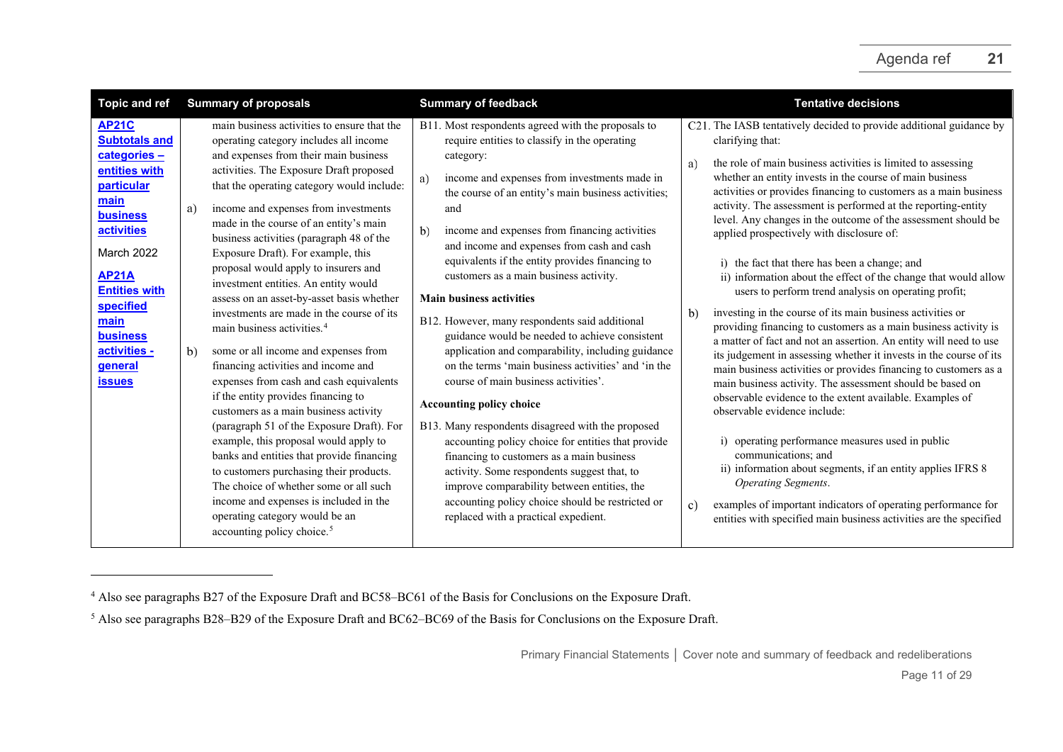| Topic and ref | Summary of proposals | Summary of feedback | Tentative decisions |
| --- | --- | --- | --- |
| **AP21C Subtotals and categories – entities with particular main business activities**<br><br>March 2022<br><br>**AP21A Entities with specified main business activities - general issues** | main business activities to ensure that the operating category includes all income and expenses from their main business activities. The Exposure Draft proposed that the operating category would include:<br><br>a) income and expenses from investments made in the course of an entity's main business activities (paragraph 48 of the Exposure Draft). For example, this proposal would apply to insurers and investment entities. An entity would assess on an asset-by-asset basis whether investments are made in the course of its main business activities.[4]<br><br>b) some or all income and expenses from financing activities and income and expenses from cash and cash equivalents if the entity provides financing to customers as a main business activity (paragraph 51 of the Exposure Draft). For example, this proposal would apply to banks and entities that provide financing to customers purchasing their products. The choice of whether some or all such income and expenses is included in the operating category would be an accounting policy choice.[5] | B11. Most respondents agreed with the proposals to require entities to classify in the operating category:<br><br>a) income and expenses from investments made in the course of an entity's main business activities; and<br><br>b) income and expenses from financing activities and income and expenses from cash and cash equivalents if the entity provides financing to customers as a main business activity.<br><br>**Main business activities**<br><br>B12. However, many respondents said additional guidance would be needed to achieve consistent application and comparability, including guidance on the terms 'main business activities' and 'in the course of main business activities'.<br><br>**Accounting policy choice**<br><br>B13. Many respondents disagreed with the proposed accounting policy choice for entities that provide financing to customers as a main business activity. Some respondents suggest that, to improve comparability between entities, the accounting policy choice should be restricted or replaced with a practical expedient. | C21. The IASB tentatively decided to provide additional guidance by clarifying that:<br><br>a) the role of main business activities is limited to assessing whether an entity invests in the course of main business activities or provides financing to customers as a main business activity. The assessment is performed at the reporting-entity level. Any changes in the outcome of the assessment should be applied prospectively with disclosure of:<br><br>i) the fact that there has been a change; and<br>ii) information about the effect of the change that would allow users to perform trend analysis on operating profit;<br><br>b) investing in the course of its main business activities or providing financing to customers as a main business activity is a matter of fact and not an assertion. An entity will need to use its judgement in assessing whether it invests in the course of its main business activities or provides financing to customers as a main business activity. The assessment should be based on observable evidence to the extent available. Examples of observable evidence include:<br><br>i) operating performance measures used in public communications; and<br>ii) information about segments, if an entity applies IFRS 8 *Operating Segments*.<br><br>c) examples of important indicators of operating performance for entities with specified main business activities are the specified |

[4] Also see paragraphs B27 of the Exposure Draft and BC58–BC61 of the Basis for Conclusions on the Exposure Draft.

[5] Also see paragraphs B28–B29 of the Exposure Draft and BC62–BC69 of the Basis for Conclusions on the Exposure Draft.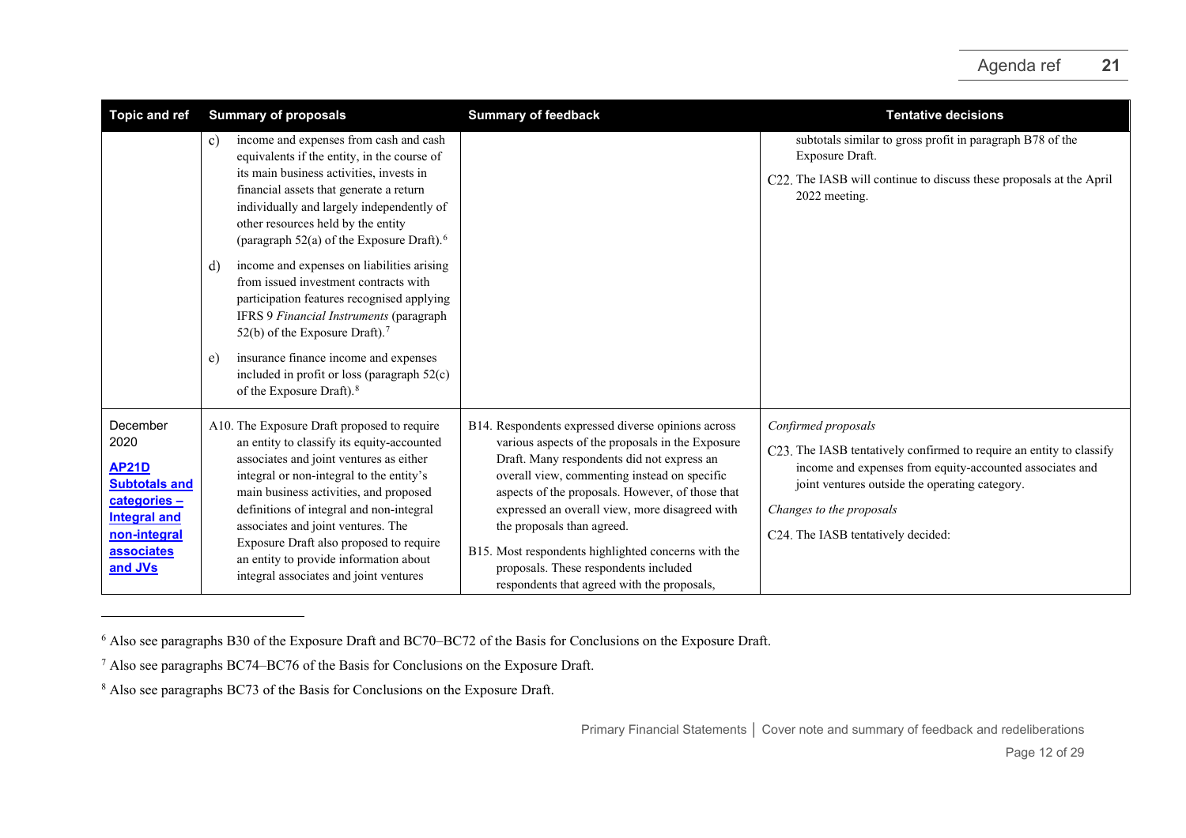| Topic and ref | Summary of proposals | Summary of feedback | Tentative decisions |
|---|---|---|---|
| | c) income and expenses from cash and cash equivalents if the entity, in the course of its main business activities, invests in financial assets that generate a return individually and largely independently of other resources held by the entity (paragraph 52(a) of the Exposure Draft).[6]<br><br>d) income and expenses on liabilities arising from issued investment contracts with participation features recognised applying IFRS 9 *Financial Instruments* (paragraph 52(b) of the Exposure Draft).[7]<br><br>e) insurance finance income and expenses included in profit or loss (paragraph 52(c) of the Exposure Draft).[8] | | subtotals similar to gross profit in paragraph B78 of the Exposure Draft.<br><br>C22. The IASB will continue to discuss these proposals at the April 2022 meeting. |
| December 2020<br><br>**AP21D Subtotals and categories – Integral and non-integral associates and JVs** | A10. The Exposure Draft proposed to require an entity to classify its equity-accounted associates and joint ventures as either integral or non-integral to the entity's main business activities, and proposed definitions of integral and non-integral associates and joint ventures. The Exposure Draft also proposed to require an entity to provide information about integral associates and joint ventures | B14. Respondents expressed diverse opinions across various aspects of the proposals in the Exposure Draft. Many respondents did not express an overall view, commenting instead on specific aspects of the proposals. However, of those that expressed an overall view, more disagreed with the proposals than agreed.<br><br>B15. Most respondents highlighted concerns with the proposals. These respondents included respondents that agreed with the proposals, | *Confirmed proposals*<br><br>C23. The IASB tentatively confirmed to require an entity to classify income and expenses from equity-accounted associates and joint ventures outside the operating category.<br><br>*Changes to the proposals*<br><br>C24. The IASB tentatively decided: |

[6] Also see paragraphs B30 of the Exposure Draft and BC70–BC72 of the Basis for Conclusions on the Exposure Draft.

[7] Also see paragraphs BC74–BC76 of the Basis for Conclusions on the Exposure Draft.

[8] Also see paragraphs BC73 of the Basis for Conclusions on the Exposure Draft.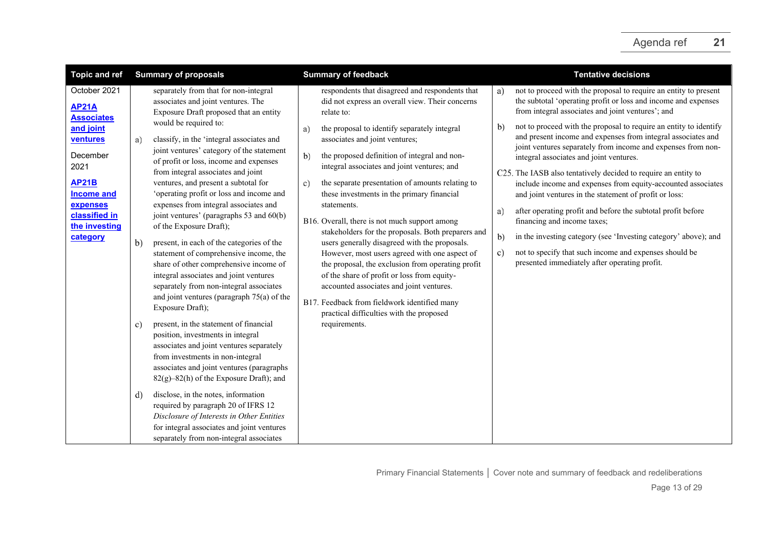| Topic and ref | Summary of proposals | Summary of feedback | Tentative decisions |
|---|---|---|---|
| October 2021<br><br>**AP21A Associates and joint ventures**<br><br>December 2021<br><br>**AP21B Income and expenses classified in the investing category** | separately from that for non-integral associates and joint ventures. The Exposure Draft proposed that an entity would be required to:<br><br>a) classify, in the 'integral associates and joint ventures' category of the statement of profit or loss, income and expenses from integral associates and joint ventures, and present a subtotal for 'operating profit or loss and income and expenses from integral associates and joint ventures' (paragraphs 53 and 60(b) of the Exposure Draft);<br><br>b) present, in each of the categories of the statement of comprehensive income, the share of other comprehensive income of integral associates and joint ventures separately from non-integral associates and joint ventures (paragraph 75(a) of the Exposure Draft);<br><br>c) present, in the statement of financial position, investments in integral associates and joint ventures separately from investments in non-integral associates and joint ventures (paragraphs 82(g)–82(h) of the Exposure Draft); and<br><br>d) disclose, in the notes, information required by paragraph 20 of IFRS 12 *Disclosure of Interests in Other Entities* for integral associates and joint ventures separately from non-integral associates | respondents that disagreed and respondents that did not express an overall view. Their concerns relate to:<br><br>a) the proposal to identify separately integral associates and joint ventures;<br><br>b) the proposed definition of integral and non-integral associates and joint ventures; and<br><br>c) the separate presentation of amounts relating to these investments in the primary financial statements.<br><br>B16. Overall, there is not much support among stakeholders for the proposals. Both preparers and users generally disagreed with the proposals. However, most users agreed with one aspect of the proposal, the exclusion from operating profit of the share of profit or loss from equity-accounted associates and joint ventures.<br><br>B17. Feedback from fieldwork identified many practical difficulties with the proposed requirements. | a) not to proceed with the proposal to require an entity to present the subtotal 'operating profit or loss and income and expenses from integral associates and joint ventures'; and<br><br>b) not to proceed with the proposal to require an entity to identify and present income and expenses from integral associates and joint ventures separately from income and expenses from non-integral associates and joint ventures.<br><br>C25. The IASB also tentatively decided to require an entity to include income and expenses from equity-accounted associates and joint ventures in the statement of profit or loss:<br><br>a) after operating profit and before the subtotal profit before financing and income taxes;<br><br>b) in the investing category (see 'Investing category' above); and<br><br>c) not to specify that such income and expenses should be presented immediately after operating profit. |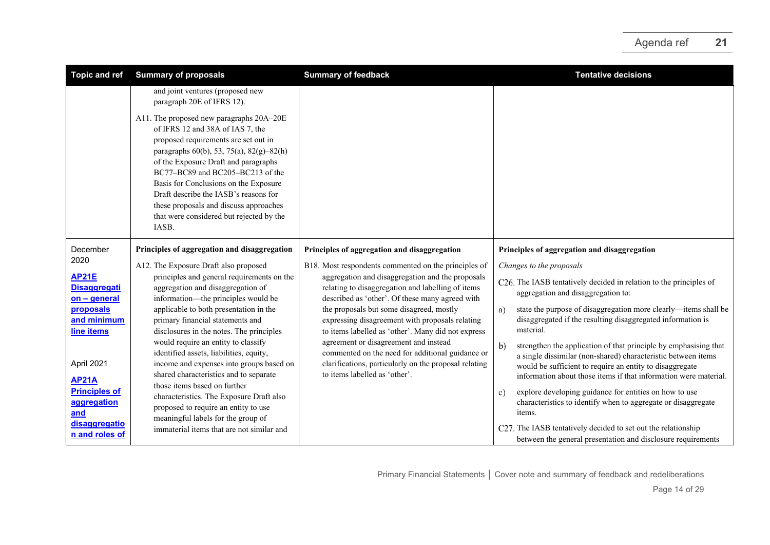| Topic and ref | Summary of proposals | Summary of feedback | Tentative decisions |
|---|---|---|---|
| | and joint ventures (proposed new paragraph 20E of IFRS 12).<br><br>A11. The proposed new paragraphs 20A–20E of IFRS 12 and 38A of IAS 7, the proposed requirements are set out in paragraphs 60(b), 53, 75(a), 82(g)–82(h) of the Exposure Draft and paragraphs BC77–BC89 and BC205–BC213 of the Basis for Conclusions on the Exposure Draft describe the IASB's reasons for these proposals and discuss approaches that were considered but rejected by the IASB. | | |
| December 2020<br><br>**AP21E Disaggregation – general proposals and minimum line items**<br><br>April 2021<br><br>**AP21A Principles of aggregation and disaggregation and roles of** | **Principles of aggregation and disaggregation**<br><br>A12. The Exposure Draft also proposed principles and general requirements on the aggregation and disaggregation of information—the principles would be applicable to both presentation in the primary financial statements and disclosures in the notes. The principles would require an entity to classify identified assets, liabilities, equity, income and expenses into groups based on shared characteristics and to separate those items based on further characteristics. The Exposure Draft also proposed to require an entity to use meaningful labels for the group of immaterial items that are not similar and | **Principles of aggregation and disaggregation**<br><br>B18. Most respondents commented on the principles of aggregation and disaggregation and the proposals relating to disaggregation and labelling of items described as 'other'. Of these many agreed with the proposals but some disagreed, mostly expressing disagreement with proposals relating to items labelled as 'other'. Many did not express agreement or disagreement and instead commented on the need for additional guidance or clarifications, particularly on the proposal relating to items labelled as 'other'. | **Principles of aggregation and disaggregation**<br><br>*Changes to the proposals*<br><br>C26. The IASB tentatively decided in relation to the principles of aggregation and disaggregation to:<br><br>a) state the purpose of disaggregation more clearly—items shall be disaggregated if the resulting disaggregated information is material.<br><br>b) strengthen the application of that principle by emphasising that a single dissimilar (non-shared) characteristic between items would be sufficient to require an entity to disaggregate information about those items if that information were material.<br><br>c) explore developing guidance for entities on how to use characteristics to identify when to aggregate or disaggregate items.<br><br>C27. The IASB tentatively decided to set out the relationship between the general presentation and disclosure requirements |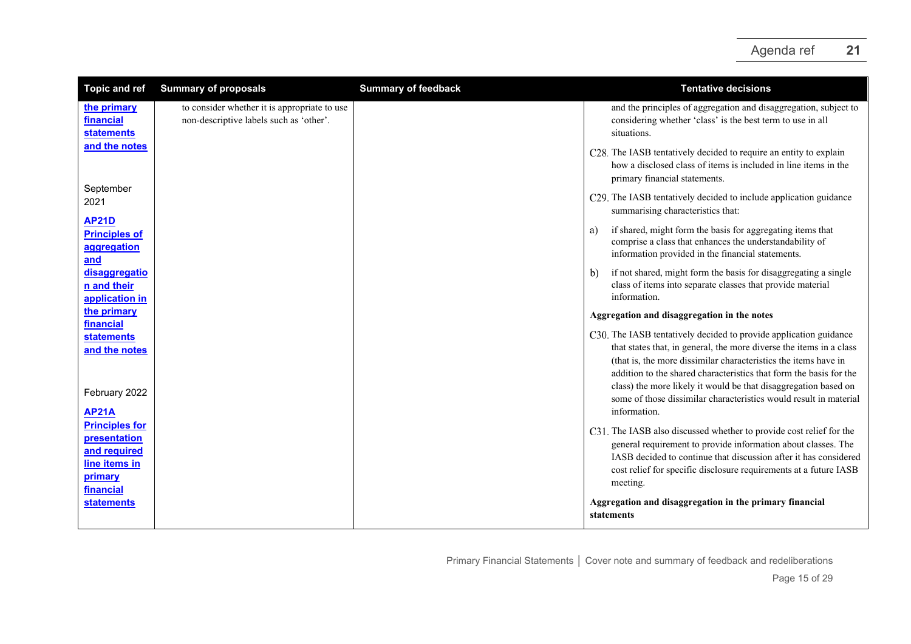| Topic and ref | Summary of proposals | Summary of feedback | Tentative decisions |
| --- | --- | --- | --- |
| the primary financial statements and the notes<br><br>September 2021<br>AP21D Principles of aggregation and disaggregation and their application in the primary financial statements and the notes<br><br>February 2022<br>AP21A Principles for presentation and required line items in primary financial statements | to consider whether it is appropriate to use non-descriptive labels such as 'other'. | | and the principles of aggregation and disaggregation, subject to considering whether 'class' is the best term to use in all situations.<br><br>C28. The IASB tentatively decided to require an entity to explain how a disclosed class of items is included in line items in the primary financial statements.<br><br>C29. The IASB tentatively decided to include application guidance summarising characteristics that:<br>a) if shared, might form the basis for aggregating items that comprise a class that enhances the understandability of information provided in the financial statements.<br>b) if not shared, might form the basis for disaggregating a single class of items into separate classes that provide material information.<br><br>**Aggregation and disaggregation in the notes**<br><br>C30. The IASB tentatively decided to provide application guidance that states that, in general, the more diverse the items in a class (that is, the more dissimilar characteristics the items have in addition to the shared characteristics that form the basis for the class) the more likely it would be that disaggregation based on some of those dissimilar characteristics would result in material information.<br><br>C31. The IASB also discussed whether to provide cost relief for the general requirement to provide information about classes. The IASB decided to continue that discussion after it has considered cost relief for specific disclosure requirements at a future IASB meeting.<br><br>**Aggregation and disaggregation in the primary financial statements** |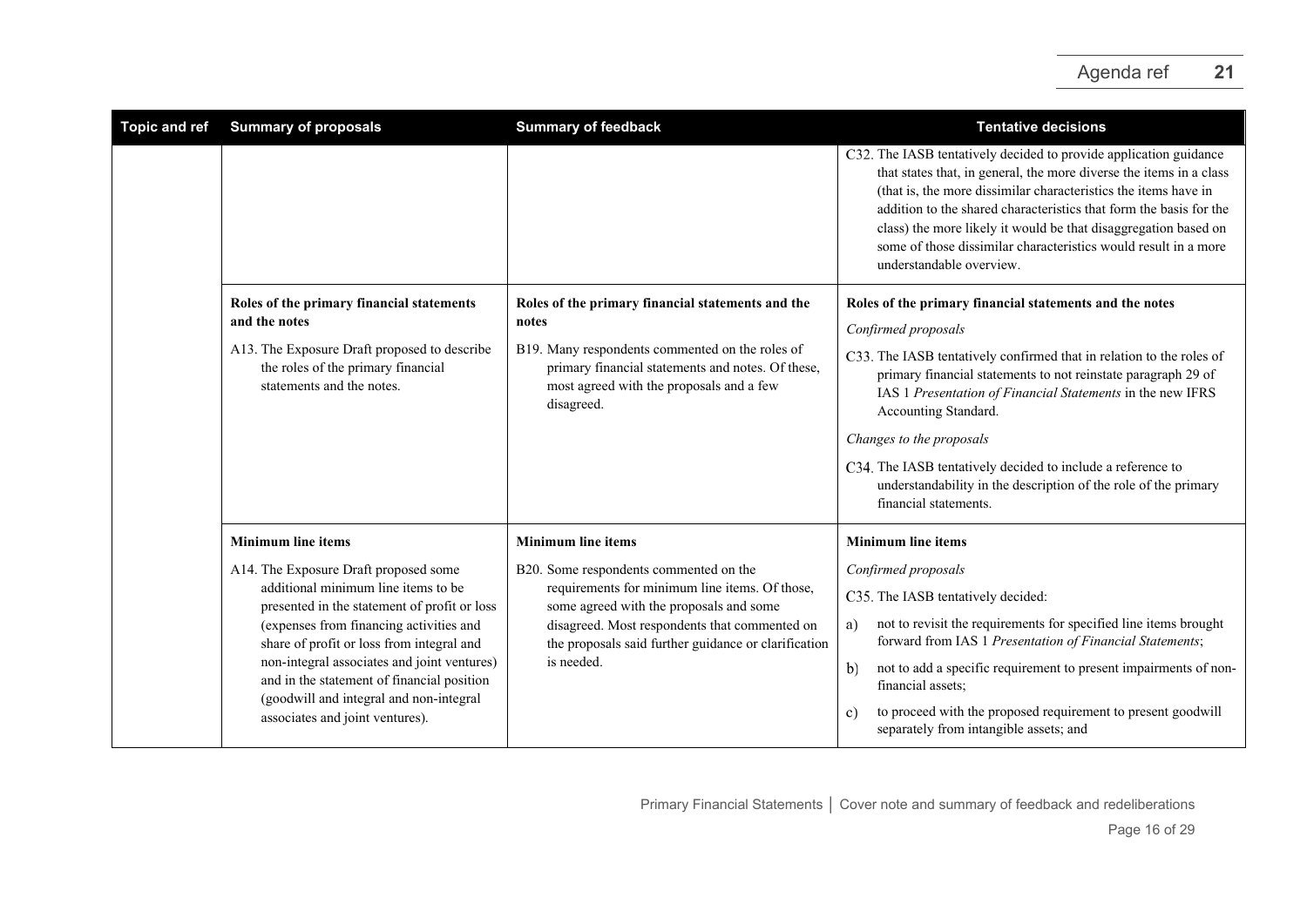| Topic and ref | Summary of proposals | Summary of feedback | Tentative decisions |
|---|---|---|---|
| | | | C32. The IASB tentatively decided to provide application guidance that states that, in general, the more diverse the items in a class (that is, the more dissimilar characteristics the items have in addition to the shared characteristics that form the basis for the class) the more likely it would be that disaggregation based on some of those dissimilar characteristics would result in a more understandable overview. |
| | **Roles of the primary financial statements and the notes**<br><br>A13. The Exposure Draft proposed to describe the roles of the primary financial statements and the notes. | **Roles of the primary financial statements and the notes**<br><br>B19. Many respondents commented on the roles of primary financial statements and notes. Of these, most agreed with the proposals and a few disagreed. | **Roles of the primary financial statements and the notes**<br><br>*Confirmed proposals*<br><br>C33. The IASB tentatively confirmed that in relation to the roles of primary financial statements to not reinstate paragraph 29 of IAS 1 *Presentation of Financial Statements* in the new IFRS Accounting Standard.<br><br>*Changes to the proposals*<br><br>C34. The IASB tentatively decided to include a reference to understandability in the description of the role of the primary financial statements. |
| | **Minimum line items**<br><br>A14. The Exposure Draft proposed some additional minimum line items to be presented in the statement of profit or loss (expenses from financing activities and share of profit or loss from integral and non-integral associates and joint ventures) and in the statement of financial position (goodwill and integral and non-integral associates and joint ventures). | **Minimum line items**<br><br>B20. Some respondents commented on the requirements for minimum line items. Of those, some agreed with the proposals and some disagreed. Most respondents that commented on the proposals said further guidance or clarification is needed. | **Minimum line items**<br><br>*Confirmed proposals*<br><br>C35. The IASB tentatively decided:<br><br>a) not to revisit the requirements for specified line items brought forward from IAS 1 *Presentation of Financial Statements*;<br><br>b) not to add a specific requirement to present impairments of non-financial assets;<br><br>c) to proceed with the proposed requirement to present goodwill separately from intangible assets; and |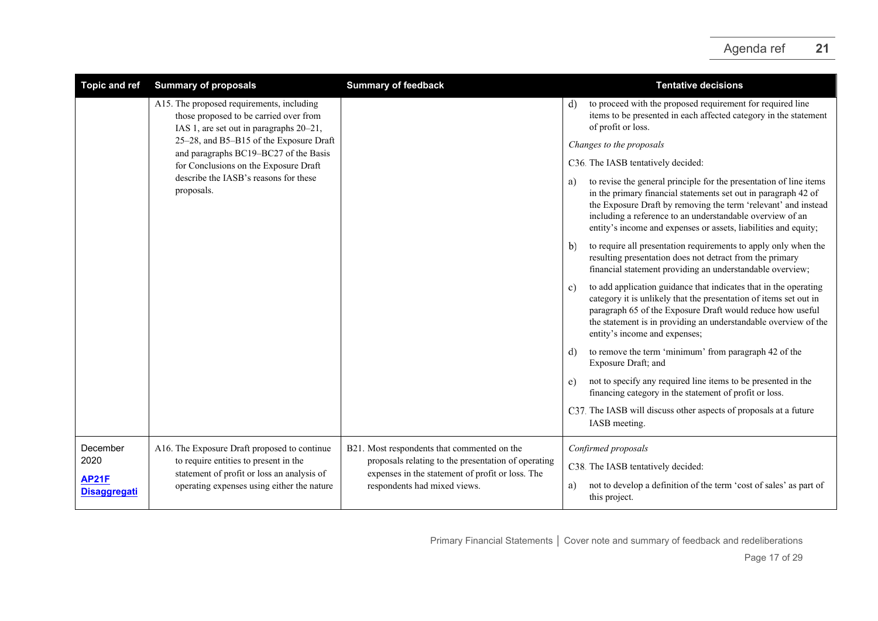| Topic and ref | Summary of proposals | Summary of feedback | Tentative decisions |
| --- | --- | --- | --- |
| | A15. The proposed requirements, including those proposed to be carried over from IAS 1, are set out in paragraphs 20–21, 25–28, and B5–B15 of the Exposure Draft and paragraphs BC19–BC27 of the Basis for Conclusions on the Exposure Draft describe the IASB's reasons for these proposals. | | d) to proceed with the proposed requirement for required line items to be presented in each affected category in the statement of profit or loss.<br><br>*Changes to the proposals*<br><br>C36. The IASB tentatively decided:<br><br>a) to revise the general principle for the presentation of line items in the primary financial statements set out in paragraph 42 of the Exposure Draft by removing the term 'relevant' and instead including a reference to an understandable overview of an entity's income and expenses or assets, liabilities and equity;<br><br>b) to require all presentation requirements to apply only when the resulting presentation does not detract from the primary financial statement providing an understandable overview;<br><br>c) to add application guidance that indicates that in the operating category it is unlikely that the presentation of items set out in paragraph 65 of the Exposure Draft would reduce how useful the statement is in providing an understandable overview of the entity's income and expenses;<br><br>d) to remove the term 'minimum' from paragraph 42 of the Exposure Draft; and<br><br>e) not to specify any required line items to be presented in the financing category in the statement of profit or loss.<br><br>C37. The IASB will discuss other aspects of proposals at a future IASB meeting. |
| December 2020<br><br>**AP21F Disaggregati** | A16. The Exposure Draft proposed to continue to require entities to present in the statement of profit or loss an analysis of operating expenses using either the nature | B21. Most respondents that commented on the proposals relating to the presentation of operating expenses in the statement of profit or loss. The respondents had mixed views. | *Confirmed proposals*<br><br>C38. The IASB tentatively decided:<br><br>a) not to develop a definition of the term 'cost of sales' as part of this project. |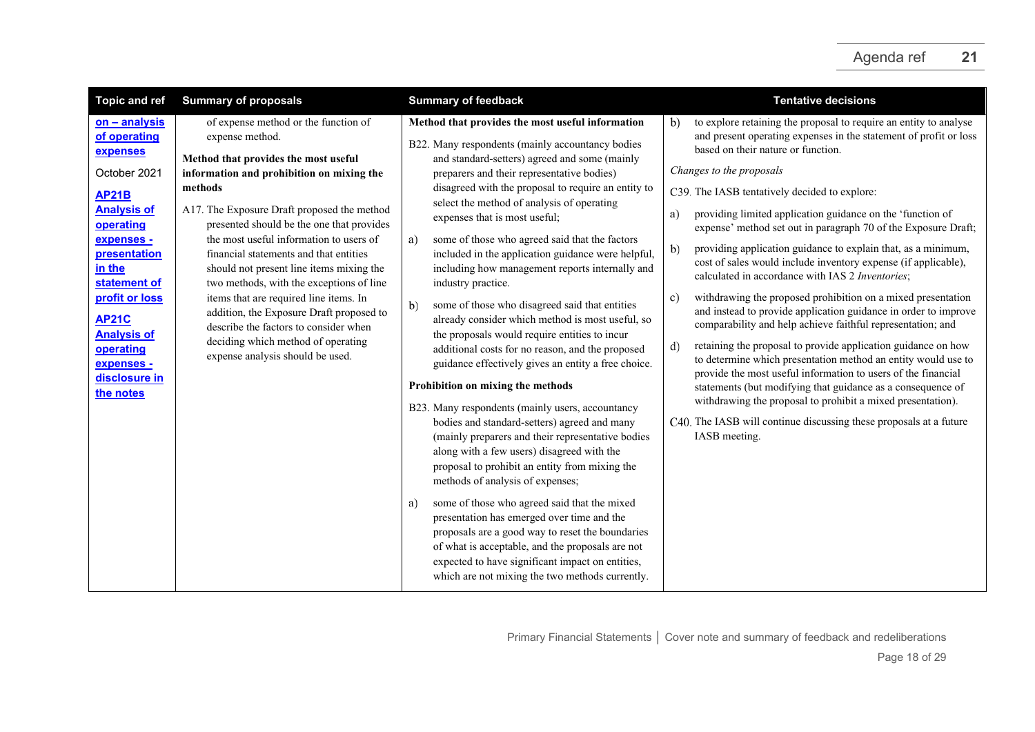| Topic and ref | Summary of proposals | Summary of feedback | Tentative decisions |
|---|---|---|---|
| **on – analysis of operating expenses**<br><br>October 2021<br><br>**AP21B Analysis of operating expenses - presentation in the statement of profit or loss**<br><br>**AP21C Analysis of operating expenses - disclosure in the notes** | of expense method or the function of expense method.<br><br>**Method that provides the most useful information and prohibition on mixing the methods**<br><br>A17. The Exposure Draft proposed the method presented should be the one that provides the most useful information to users of financial statements and that entities should not present line items mixing the two methods, with the exceptions of line items that are required line items. In addition, the Exposure Draft proposed to describe the factors to consider when deciding which method of operating expense analysis should be used. | **Method that provides the most useful information**<br><br>B22. Many respondents (mainly accountancy bodies and standard-setters) agreed and some (mainly preparers and their representative bodies) disagreed with the proposal to require an entity to select the method of analysis of operating expenses that is most useful;<br><br>a) some of those who agreed said that the factors included in the application guidance were helpful, including how management reports internally and industry practice.<br><br>b) some of those who disagreed said that entities already consider which method is most useful, so the proposals would require entities to incur additional costs for no reason, and the proposed guidance effectively gives an entity a free choice.<br><br>**Prohibition on mixing the methods**<br><br>B23. Many respondents (mainly users, accountancy bodies and standard-setters) agreed and many (mainly preparers and their representative bodies along with a few users) disagreed with the proposal to prohibit an entity from mixing the methods of analysis of expenses;<br><br>a) some of those who agreed said that the mixed presentation has emerged over time and the proposals are a good way to reset the boundaries of what is acceptable, and the proposals are not expected to have significant impact on entities, which are not mixing the two methods currently. | b) to explore retaining the proposal to require an entity to analyse and present operating expenses in the statement of profit or loss based on their nature or function.<br><br>*Changes to the proposals*<br><br>C39. The IASB tentatively decided to explore:<br><br>a) providing limited application guidance on the 'function of expense' method set out in paragraph 70 of the Exposure Draft;<br><br>b) providing application guidance to explain that, as a minimum, cost of sales would include inventory expense (if applicable), calculated in accordance with IAS 2 *Inventories*;<br><br>c) withdrawing the proposed prohibition on a mixed presentation and instead to provide application guidance in order to improve comparability and help achieve faithful representation; and<br><br>d) retaining the proposal to provide application guidance on how to determine which presentation method an entity would use to provide the most useful information to users of the financial statements (but modifying that guidance as a consequence of withdrawing the proposal to prohibit a mixed presentation).<br><br>C40. The IASB will continue discussing these proposals at a future IASB meeting. |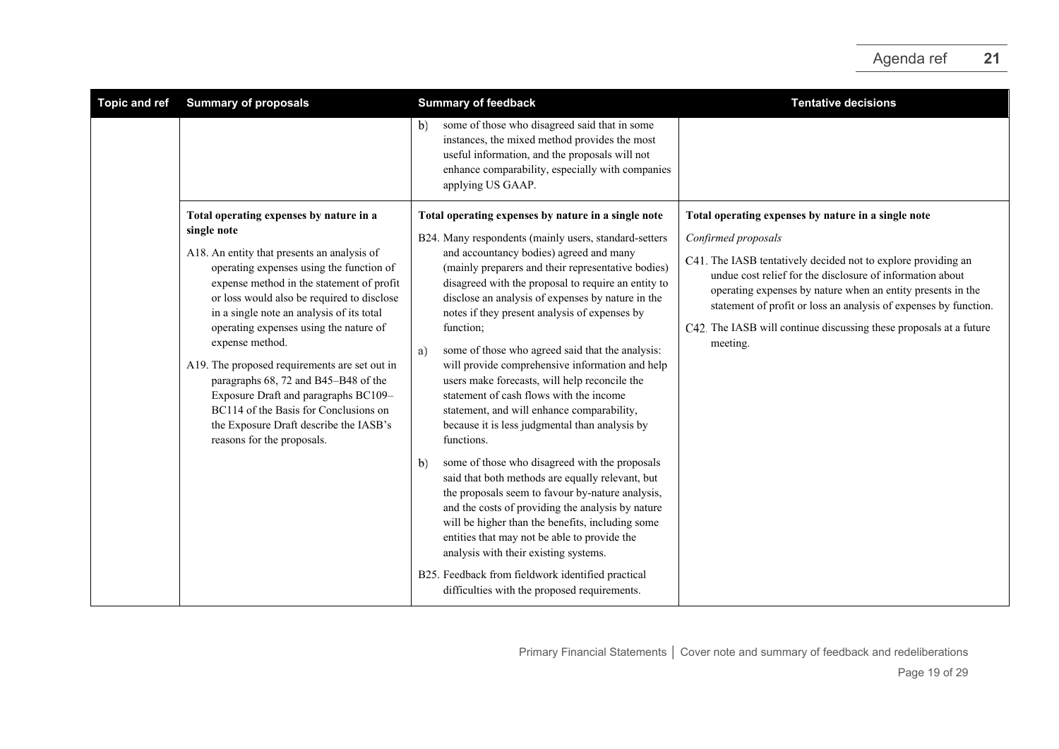| Topic and ref | Summary of proposals | Summary of feedback | Tentative decisions |
|---|---|---|---|
| | | b) some of those who disagreed said that in some instances, the mixed method provides the most useful information, and the proposals will not enhance comparability, especially with companies applying US GAAP. | |
| | **Total operating expenses by nature in a single note**<br><br>A18. An entity that presents an analysis of operating expenses using the function of expense method in the statement of profit or loss would also be required to disclose in a single note an analysis of its total operating expenses using the nature of expense method.<br><br>A19. The proposed requirements are set out in paragraphs 68, 72 and B45–B48 of the Exposure Draft and paragraphs BC109–BC114 of the Basis for Conclusions on the Exposure Draft describe the IASB's reasons for the proposals. | **Total operating expenses by nature in a single note**<br><br>B24. Many respondents (mainly users, standard-setters and accountancy bodies) agreed and many (mainly preparers and their representative bodies) disagreed with the proposal to require an entity to disclose an analysis of expenses by nature in the notes if they present analysis of expenses by function;<br><br>a) some of those who agreed said that the analysis: will provide comprehensive information and help users make forecasts, will help reconcile the statement of cash flows with the income statement, and will enhance comparability, because it is less judgmental than analysis by functions.<br><br>b) some of those who disagreed with the proposals said that both methods are equally relevant, but the proposals seem to favour by-nature analysis, and the costs of providing the analysis by nature will be higher than the benefits, including some entities that may not be able to provide the analysis with their existing systems.<br><br>B25. Feedback from fieldwork identified practical difficulties with the proposed requirements. | **Total operating expenses by nature in a single note**<br><br>*Confirmed proposals*<br><br>C41. The IASB tentatively decided not to explore providing an undue cost relief for the disclosure of information about operating expenses by nature when an entity presents in the statement of profit or loss an analysis of expenses by function.<br><br>C42. The IASB will continue discussing these proposals at a future meeting. |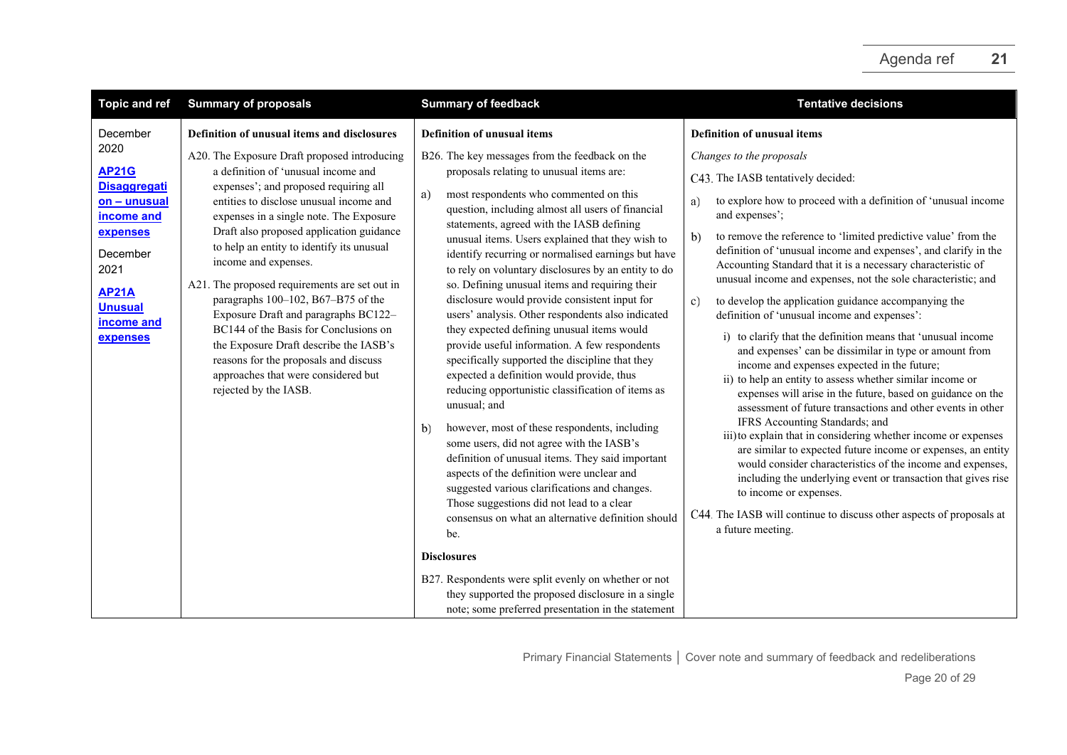| Topic and ref | Summary of proposals | Summary of feedback | Tentative decisions |
|---|---|---|---|
| December 2020<br><br>**AP21G Disaggregation – unusual income and expenses**<br><br>December 2021<br><br>**AP21A Unusual income and expenses** | **Definition of unusual items and disclosures**<br><br>A20. The Exposure Draft proposed introducing a definition of 'unusual income and expenses'; and proposed requiring all entities to disclose unusual income and expenses in a single note. The Exposure Draft also proposed application guidance to help an entity to identify its unusual income and expenses.<br><br>A21. The proposed requirements are set out in paragraphs 100–102, B67–B75 of the Exposure Draft and paragraphs BC122–BC144 of the Basis for Conclusions on the Exposure Draft describe the IASB's reasons for the proposals and discuss approaches that were considered but rejected by the IASB. | **Definition of unusual items**<br><br>B26. The key messages from the feedback on the proposals relating to unusual items are:<br><br>a) most respondents who commented on this question, including almost all users of financial statements, agreed with the IASB defining unusual items. Users explained that they wish to identify recurring or normalised earnings but have to rely on voluntary disclosures by an entity to do so. Defining unusual items and requiring their disclosure would provide consistent input for users' analysis. Other respondents also indicated they expected defining unusual items would provide useful information. A few respondents specifically supported the discipline that they expected a definition would provide, thus reducing opportunistic classification of items as unusual; and<br><br>b) however, most of these respondents, including some users, did not agree with the IASB's definition of unusual items. They said important aspects of the definition were unclear and suggested various clarifications and changes. Those suggestions did not lead to a clear consensus on what an alternative definition should be.<br><br>**Disclosures**<br><br>B27. Respondents were split evenly on whether or not they supported the proposed disclosure in a single note; some preferred presentation in the statement | **Definition of unusual items**<br><br>*Changes to the proposals*<br><br>C43. The IASB tentatively decided:<br><br>a) to explore how to proceed with a definition of 'unusual income and expenses';<br><br>b) to remove the reference to 'limited predictive value' from the definition of 'unusual income and expenses', and clarify in the Accounting Standard that it is a necessary characteristic of unusual income and expenses, not the sole characteristic; and<br><br>c) to develop the application guidance accompanying the definition of 'unusual income and expenses':<br><br>i) to clarify that the definition means that 'unusual income and expenses' can be dissimilar in type or amount from income and expenses expected in the future;<br>ii) to help an entity to assess whether similar income or expenses will arise in the future, based on guidance on the assessment of future transactions and other events in other IFRS Accounting Standards; and<br>iii) to explain that in considering whether income or expenses are similar to expected future income or expenses, an entity would consider characteristics of the income and expenses, including the underlying event or transaction that gives rise to income or expenses.<br><br>C44. The IASB will continue to discuss other aspects of proposals at a future meeting. |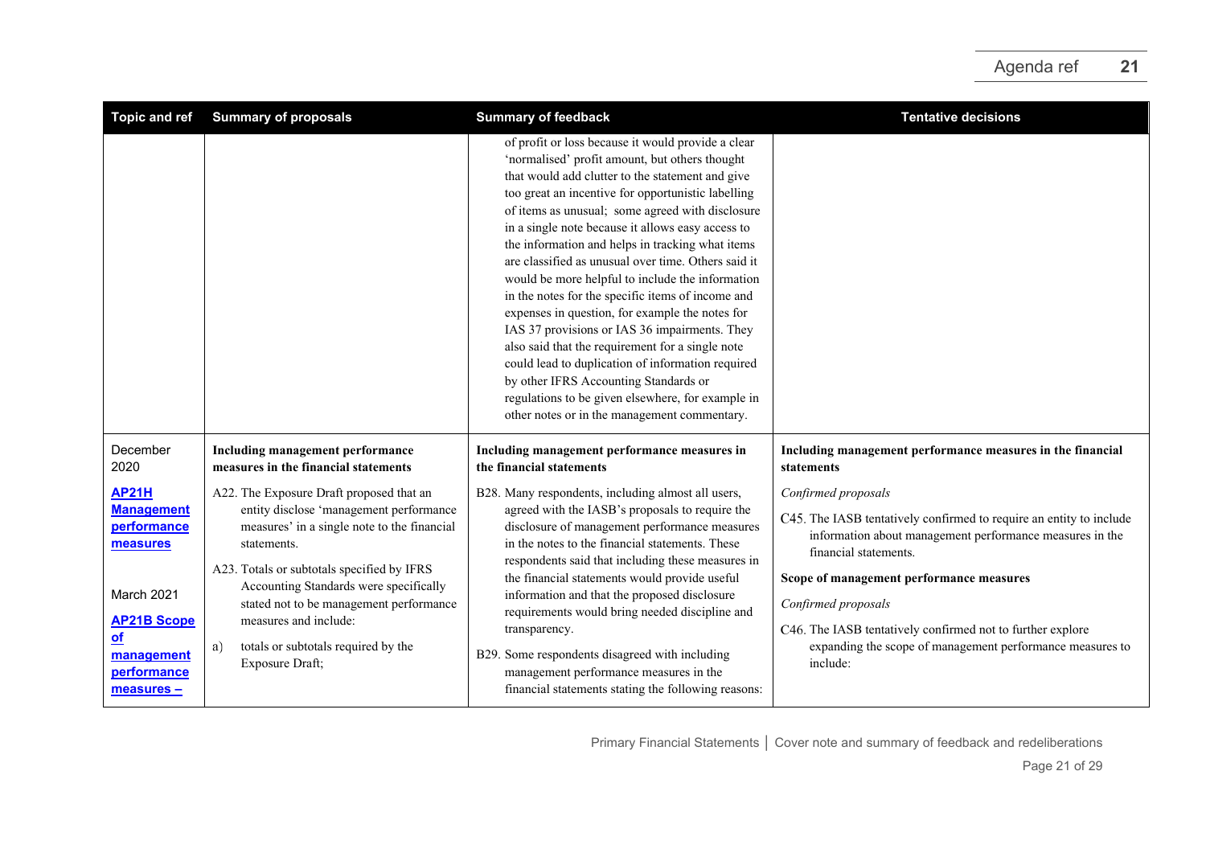| Topic and ref | Summary of proposals | Summary of feedback | Tentative decisions |
|---|---|---|---|
| | | of profit or loss because it would provide a clear 'normalised' profit amount, but others thought that would add clutter to the statement and give too great an incentive for opportunistic labelling of items as unusual; some agreed with disclosure in a single note because it allows easy access to the information and helps in tracking what items are classified as unusual over time. Others said it would be more helpful to include the information in the notes for the specific items of income and expenses in question, for example the notes for IAS 37 provisions or IAS 36 impairments. They also said that the requirement for a single note could lead to duplication of information required by other IFRS Accounting Standards or regulations to be given elsewhere, for example in other notes or in the management commentary. | |
| December 2020<br><br>**AP21H Management performance measures**<br><br>March 2021<br><br>**AP21B Scope of management performance measures –** | **Including management performance measures in the financial statements**<br><br>A22. The Exposure Draft proposed that an entity disclose 'management performance measures' in a single note to the financial statements.<br><br>A23. Totals or subtotals specified by IFRS Accounting Standards were specifically stated not to be management performance measures and include:<br><br>a) totals or subtotals required by the Exposure Draft; | **Including management performance measures in the financial statements**<br><br>B28. Many respondents, including almost all users, agreed with the IASB's proposals to require the disclosure of management performance measures in the notes to the financial statements. These respondents said that including these measures in the financial statements would provide useful information and that the proposed disclosure requirements would bring needed discipline and transparency.<br><br>B29. Some respondents disagreed with including management performance measures in the financial statements stating the following reasons: | **Including management performance measures in the financial statements**<br><br>*Confirmed proposals*<br><br>C45. The IASB tentatively confirmed to require an entity to include information about management performance measures in the financial statements.<br><br>**Scope of management performance measures**<br><br>*Confirmed proposals*<br><br>C46. The IASB tentatively confirmed not to further explore expanding the scope of management performance measures to include: |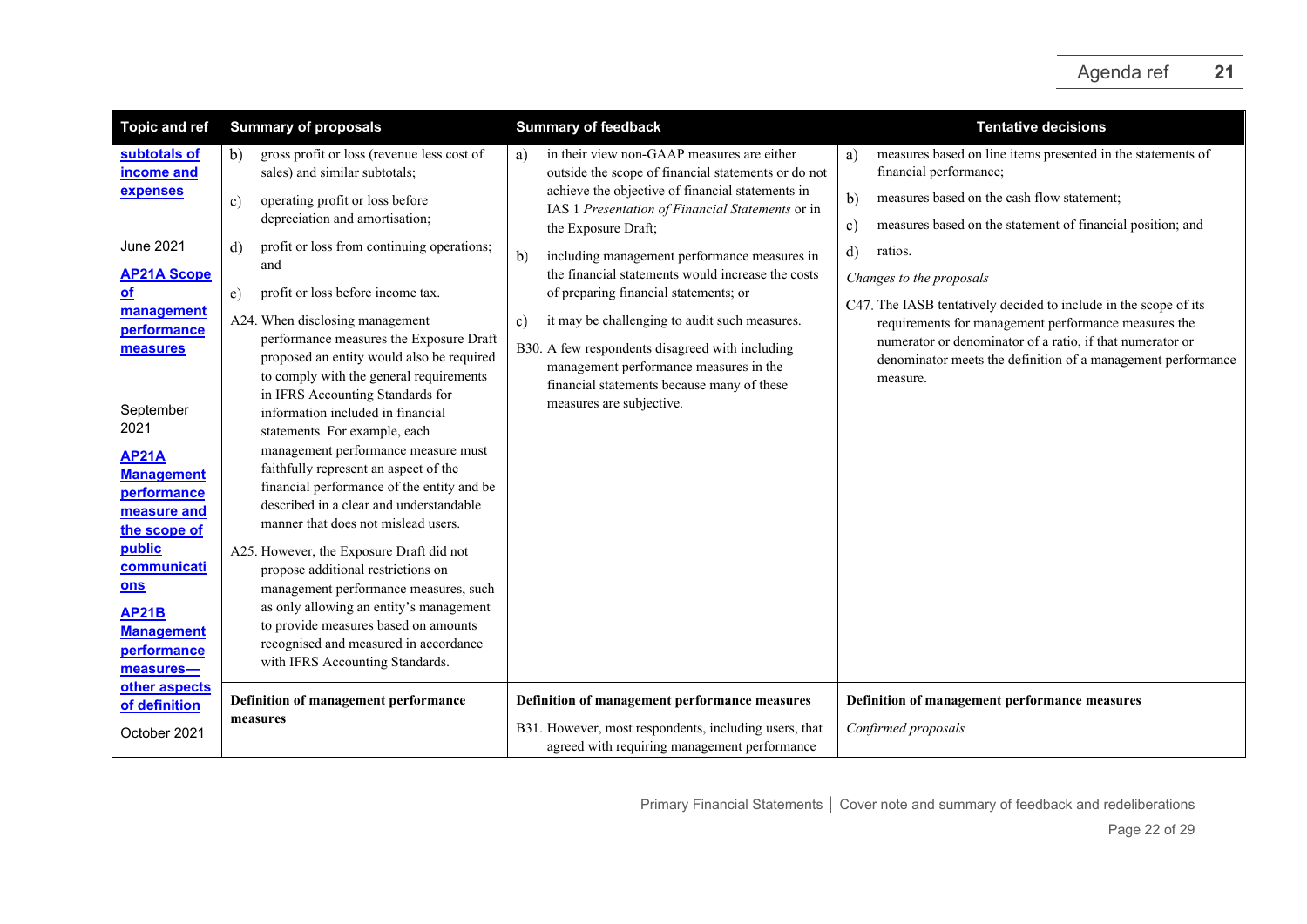| Topic and ref | Summary of proposals | Summary of feedback | Tentative decisions |
|---|---|---|---|
| **subtotals of income and expenses**<br><br>June 2021<br>**AP21A Scope of management performance measures**<br><br>September 2021<br>**AP21A Management performance measure and the scope of public communications**<br>**AP21B Management performance measures—other aspects of definition**<br>October 2021 | b) gross profit or loss (revenue less cost of sales) and similar subtotals;<br>c) operating profit or loss before depreciation and amortisation;<br>d) profit or loss from continuing operations; and<br>e) profit or loss before income tax.<br>A24. When disclosing management performance measures the Exposure Draft proposed an entity would also be required to comply with the general requirements in IFRS Accounting Standards for information included in financial statements. For example, each management performance measure must faithfully represent an aspect of the financial performance of the entity and be described in a clear and understandable manner that does not mislead users.<br>A25. However, the Exposure Draft did not propose additional restrictions on management performance measures, such as only allowing an entity's management to provide measures based on amounts recognised and measured in accordance with IFRS Accounting Standards. | a) in their view non-GAAP measures are either outside the scope of financial statements or do not achieve the objective of financial statements in IAS 1 *Presentation of Financial Statements* or in the Exposure Draft;<br>b) including management performance measures in the financial statements would increase the costs of preparing financial statements; or<br>c) it may be challenging to audit such measures.<br>B30. A few respondents disagreed with including management performance measures in the financial statements because many of these measures are subjective. | a) measures based on line items presented in the statements of financial performance;<br>b) measures based on the cash flow statement;<br>c) measures based on the statement of financial position; and<br>d) ratios.<br>*Changes to the proposals*<br>C47. The IASB tentatively decided to include in the scope of its requirements for management performance measures the numerator or denominator of a ratio, if that numerator or denominator meets the definition of a management performance measure. |
| | **Definition of management performance measures** | **Definition of management performance measures**<br>B31. However, most respondents, including users, that agreed with requiring management performance | **Definition of management performance measures**<br>*Confirmed proposals* |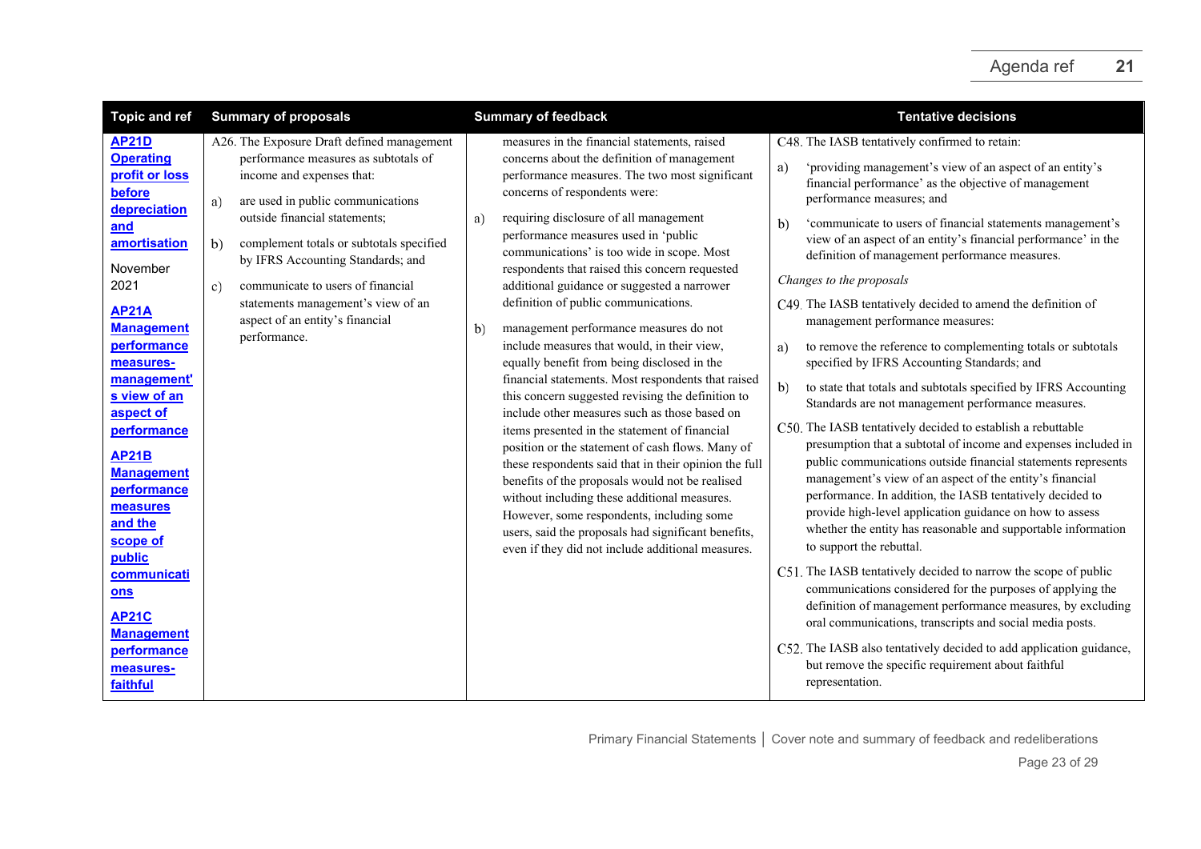| Topic and ref | Summary of proposals | Summary of feedback | Tentative decisions |
|---|---|---|---|
| **AP21D Operating profit or loss before depreciation and amortisation**<br><br>November 2021<br><br>**AP21A Management performance measures-management's view of an aspect of performance**<br><br>**AP21B Management performance measures and the scope of public communications**<br><br>**AP21C Management performance measures-faithful** | A26. The Exposure Draft defined management performance measures as subtotals of income and expenses that:<br><br>a) are used in public communications outside financial statements;<br><br>b) complement totals or subtotals specified by IFRS Accounting Standards; and<br><br>c) communicate to users of financial statements management's view of an aspect of an entity's financial performance. | measures in the financial statements, raised concerns about the definition of management performance measures. The two most significant concerns of respondents were:<br><br>a) requiring disclosure of all management performance measures used in 'public communications' is too wide in scope. Most respondents that raised this concern requested additional guidance or suggested a narrower definition of public communications.<br><br>b) management performance measures do not include measures that would, in their view, equally benefit from being disclosed in the financial statements. Most respondents that raised this concern suggested revising the definition to include other measures such as those based on items presented in the statement of financial position or the statement of cash flows. Many of these respondents said that in their opinion the full benefits of the proposals would not be realised without including these additional measures. However, some respondents, including some users, said the proposals had significant benefits, even if they did not include additional measures. | C48. The IASB tentatively confirmed to retain:<br><br>a) 'providing management's view of an aspect of an entity's financial performance' as the objective of management performance measures; and<br><br>b) 'communicate to users of financial statements management's view of an aspect of an entity's financial performance' in the definition of management performance measures.<br><br>*Changes to the proposals*<br><br>C49. The IASB tentatively decided to amend the definition of management performance measures:<br><br>a) to remove the reference to complementing totals or subtotals specified by IFRS Accounting Standards; and<br><br>b) to state that totals and subtotals specified by IFRS Accounting Standards are not management performance measures.<br><br>C50. The IASB tentatively decided to establish a rebuttable presumption that a subtotal of income and expenses included in public communications outside financial statements represents management's view of an aspect of the entity's financial performance. In addition, the IASB tentatively decided to provide high-level application guidance on how to assess whether the entity has reasonable and supportable information to support the rebuttal.<br><br>C51. The IASB tentatively decided to narrow the scope of public communications considered for the purposes of applying the definition of management performance measures, by excluding oral communications, transcripts and social media posts.<br><br>C52. The IASB also tentatively decided to add application guidance, but remove the specific requirement about faithful representation. |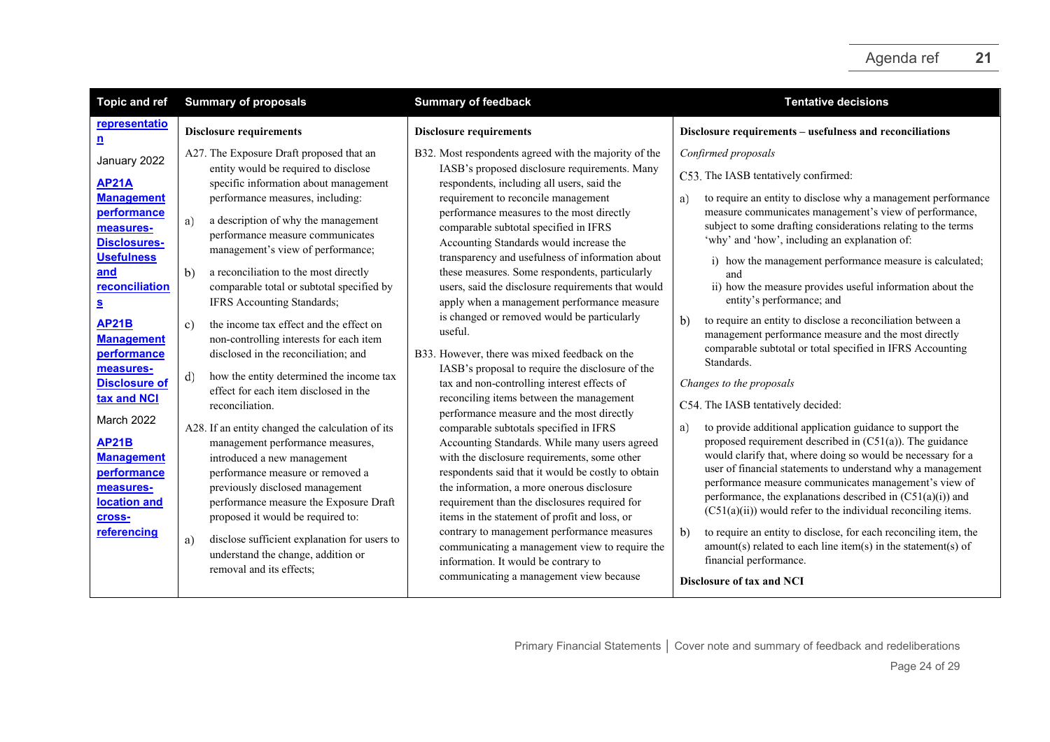| Topic and ref | Summary of proposals | Summary of feedback | Tentative decisions |
|---|---|---|---|
| **representation**<br><br>January 2022<br><br>**AP21A Management performance measures-Disclosures-Usefulness and reconciliations**<br><br>**AP21B Management performance measures-Disclosure of tax and NCI**<br><br>March 2022<br><br>**AP21B Management performance measures-location and cross-referencing** | **Disclosure requirements**<br><br>A27. The Exposure Draft proposed that an entity would be required to disclose specific information about management performance measures, including:<br><br>a) a description of why the management performance measure communicates management's view of performance;<br><br>b) a reconciliation to the most directly comparable total or subtotal specified by IFRS Accounting Standards;<br><br>c) the income tax effect and the effect on non-controlling interests for each item disclosed in the reconciliation; and<br><br>d) how the entity determined the income tax effect for each item disclosed in the reconciliation.<br><br>A28. If an entity changed the calculation of its management performance measures, introduced a new management performance measure or removed a previously disclosed management performance measure the Exposure Draft proposed it would be required to:<br><br>a) disclose sufficient explanation for users to understand the change, addition or removal and its effects; | **Disclosure requirements**<br><br>B32. Most respondents agreed with the majority of the IASB's proposed disclosure requirements. Many respondents, including all users, said the requirement to reconcile management performance measures to the most directly comparable subtotal specified in IFRS Accounting Standards would increase the transparency and usefulness of information about these measures. Some respondents, particularly users, said the disclosure requirements that would apply when a management performance measure is changed or removed would be particularly useful.<br><br>B33. However, there was mixed feedback on the IASB's proposal to require the disclosure of the tax and non-controlling interest effects of reconciling items between the management performance measure and the most directly comparable subtotals specified in IFRS Accounting Standards. While many users agreed with the disclosure requirements, some other respondents said that it would be costly to obtain the information, a more onerous disclosure requirement than the disclosures required for items in the statement of profit and loss, or contrary to management performance measures communicating a management view to require the information. It would be contrary to communicating a management view because | **Disclosure requirements – usefulness and reconciliations**<br><br>*Confirmed proposals*<br><br>C53. The IASB tentatively confirmed:<br><br>a) to require an entity to disclose why a management performance measure communicates management's view of performance, subject to some drafting considerations relating to the terms 'why' and 'how', including an explanation of:<br>i) how the management performance measure is calculated; and<br>ii) how the measure provides useful information about the entity's performance; and<br><br>b) to require an entity to disclose a reconciliation between a management performance measure and the most directly comparable subtotal or total specified in IFRS Accounting Standards.<br><br>*Changes to the proposals*<br><br>C54. The IASB tentatively decided:<br><br>a) to provide additional application guidance to support the proposed requirement described in (C51(a)). The guidance would clarify that, where doing so would be necessary for a user of financial statements to understand why a management performance measure communicates management's view of performance, the explanations described in (C51(a)(i)) and (C51(a)(ii)) would refer to the individual reconciling items.<br><br>b) to require an entity to disclose, for each reconciling item, the amount(s) related to each line item(s) in the statement(s) of financial performance.<br><br>**Disclosure of tax and NCI** |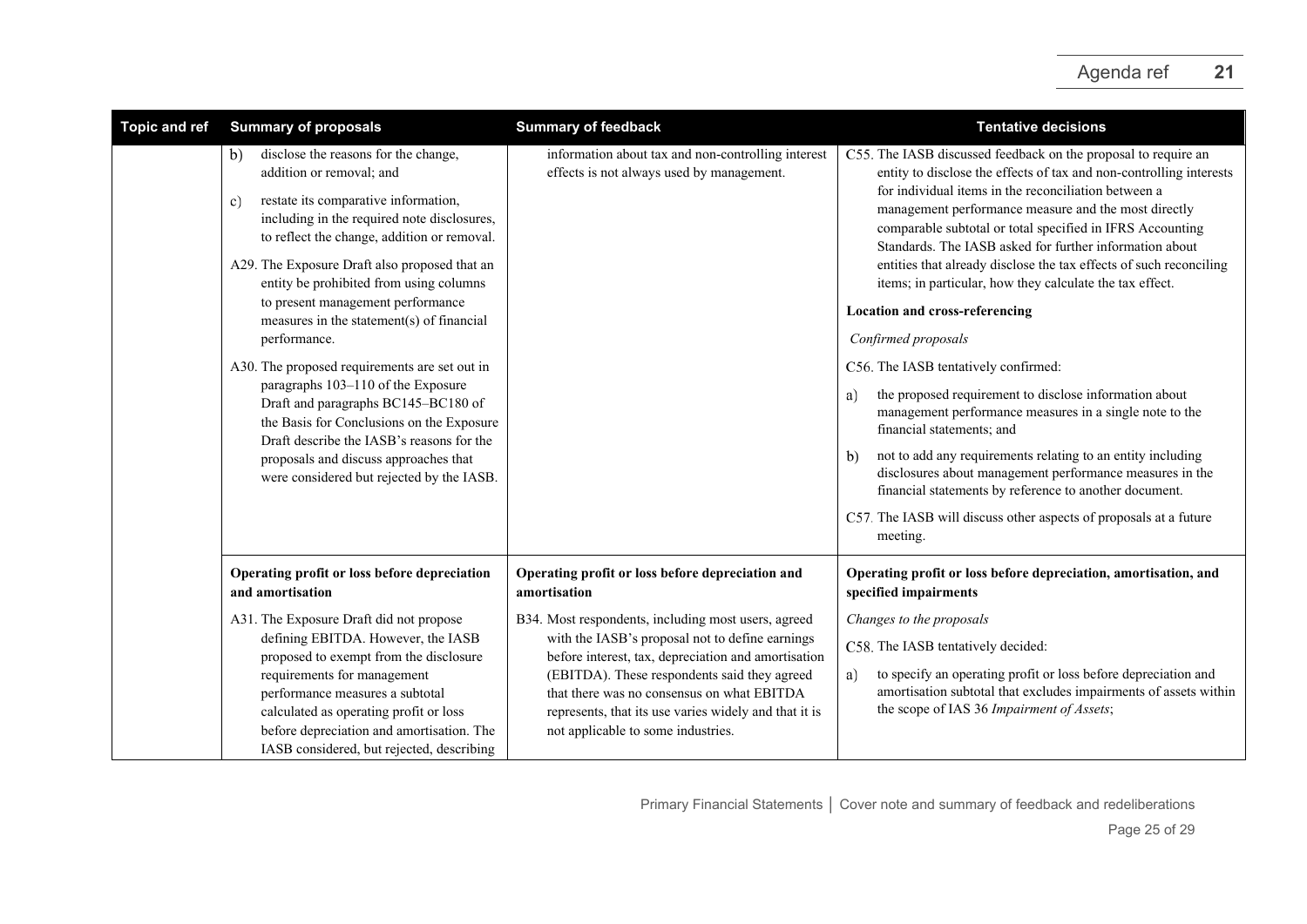| Topic and ref | Summary of proposals | Summary of feedback | Tentative decisions |
|---|---|---|---|
| | b) disclose the reasons for the change, addition or removal; and<br><br>c) restate its comparative information, including in the required note disclosures, to reflect the change, addition or removal.<br><br>A29. The Exposure Draft also proposed that an entity be prohibited from using columns to present management performance measures in the statement(s) of financial performance.<br><br>A30. The proposed requirements are set out in paragraphs 103–110 of the Exposure Draft and paragraphs BC145–BC180 of the Basis for Conclusions on the Exposure Draft describe the IASB's reasons for the proposals and discuss approaches that were considered but rejected by the IASB. | information about tax and non-controlling interest effects is not always used by management. | C55. The IASB discussed feedback on the proposal to require an entity to disclose the effects of tax and non-controlling interests for individual items in the reconciliation between a management performance measure and the most directly comparable subtotal or total specified in IFRS Accounting Standards. The IASB asked for further information about entities that already disclose the tax effects of such reconciling items; in particular, how they calculate the tax effect.<br><br>**Location and cross-referencing**<br><br>*Confirmed proposals*<br><br>C56. The IASB tentatively confirmed:<br><br>a) the proposed requirement to disclose information about management performance measures in a single note to the financial statements; and<br><br>b) not to add any requirements relating to an entity including disclosures about management performance measures in the financial statements by reference to another document.<br><br>C57. The IASB will discuss other aspects of proposals at a future meeting. |
| | **Operating profit or loss before depreciation and amortisation**<br><br>A31. The Exposure Draft did not propose defining EBITDA. However, the IASB proposed to exempt from the disclosure requirements for management performance measures a subtotal calculated as operating profit or loss before depreciation and amortisation. The IASB considered, but rejected, describing | **Operating profit or loss before depreciation and amortisation**<br><br>B34. Most respondents, including most users, agreed with the IASB's proposal not to define earnings before interest, tax, depreciation and amortisation (EBITDA). These respondents said they agreed that there was no consensus on what EBITDA represents, that its use varies widely and that it is not applicable to some industries. | **Operating profit or loss before depreciation, amortisation, and specified impairments**<br><br>*Changes to the proposals*<br><br>C58. The IASB tentatively decided:<br><br>a) to specify an operating profit or loss before depreciation and amortisation subtotal that excludes impairments of assets within the scope of IAS 36 *Impairment of Assets*; |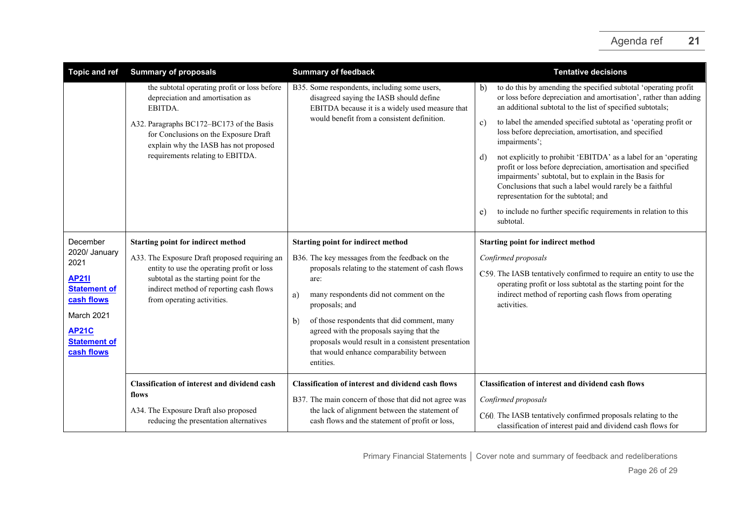| Topic and ref | Summary of proposals | Summary of feedback | Tentative decisions |
|---|---|---|---|
| | the subtotal operating profit or loss before depreciation and amortisation as EBITDA.<br><br>A32. Paragraphs BC172–BC173 of the Basis for Conclusions on the Exposure Draft explain why the IASB has not proposed requirements relating to EBITDA. | B35. Some respondents, including some users, disagreed saying the IASB should define EBITDA because it is a widely used measure that would benefit from a consistent definition. | b) to do this by amending the specified subtotal 'operating profit or loss before depreciation and amortisation', rather than adding an additional subtotal to the list of specified subtotals;<br><br>c) to label the amended specified subtotal as 'operating profit or loss before depreciation, amortisation, and specified impairments';<br><br>d) not explicitly to prohibit 'EBITDA' as a label for an 'operating profit or loss before depreciation, amortisation and specified impairments' subtotal, but to explain in the Basis for Conclusions that such a label would rarely be a faithful representation for the subtotal; and<br><br>e) to include no further specific requirements in relation to this subtotal. |
| December 2020/ January 2021<br><br>**AP21I Statement of cash flows**<br><br>March 2021<br><br>**AP21C Statement of cash flows** | **Starting point for indirect method**<br><br>A33. The Exposure Draft proposed requiring an entity to use the starting profit or loss subtotal as the starting point for the indirect method of reporting cash flows from operating activities. | **Starting point for indirect method**<br><br>B36. The key messages from the feedback on the proposals relating to the statement of cash flows are:<br><br>a) many respondents did not comment on the proposals; and<br><br>b) of those respondents that did comment, many agreed with the proposals saying that the proposals would result in a consistent presentation that would enhance comparability between entities. | **Starting point for indirect method**<br><br>*Confirmed proposals*<br><br>C59. The IASB tentatively confirmed to require an entity to use the operating profit or loss subtotal as the starting point for the indirect method of reporting cash flows from operating activities. |
| | **Classification of interest and dividend cash flows**<br><br>A34. The Exposure Draft also proposed reducing the presentation alternatives | **Classification of interest and dividend cash flows**<br><br>B37. The main concern of those that did not agree was the lack of alignment between the statement of cash flows and the statement of profit or loss, | **Classification of interest and dividend cash flows**<br><br>*Confirmed proposals*<br><br>C60. The IASB tentatively confirmed proposals relating to the classification of interest paid and dividend cash flows for |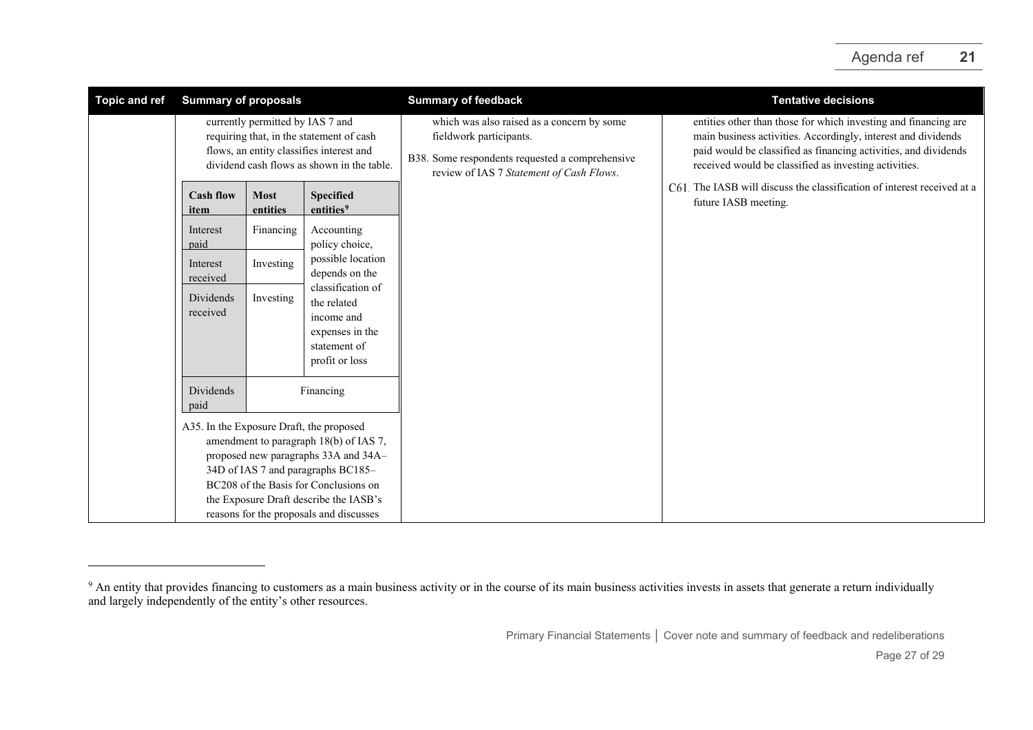| Topic and ref | Summary of proposals | Summary of feedback | Tentative decisions |
|---|---|---|---|
| | currently permitted by IAS 7 and requiring that, in the statement of cash flows, an entity classifies interest and dividend cash flows as shown in the table. | which was also raised as a concern by some fieldwork participants. | entities other than those for which investing and financing are main business activities. Accordingly, interest and dividends paid would be classified as financing activities, and dividends received would be classified as investing activities. |
| | (see table below) | B38. Some respondents requested a comprehensive review of IAS 7 *Statement of Cash Flows*. | C61. The IASB will discuss the classification of interest received at a future IASB meeting. |
| | A35. In the Exposure Draft, the proposed amendment to paragraph 18(b) of IAS 7, proposed new paragraphs 33A and 34A–34D of IAS 7 and paragraphs BC185–BC208 of the Basis for Conclusions on the Exposure Draft describe the IASB's reasons for the proposals and discusses | | |

| Cash flow item | Most entities | Specified entities[9] |
|---|---|---|
| Interest paid | Financing | Accounting policy choice, possible location depends on the classification of the related income and expenses in the statement of profit or loss |
| Interest received | Investing | |
| Dividends received | Investing | |
| Dividends paid | Financing | |

[9] An entity that provides financing to customers as a main business activity or in the course of its main business activities invests in assets that generate a return individually and largely independently of the entity's other resources.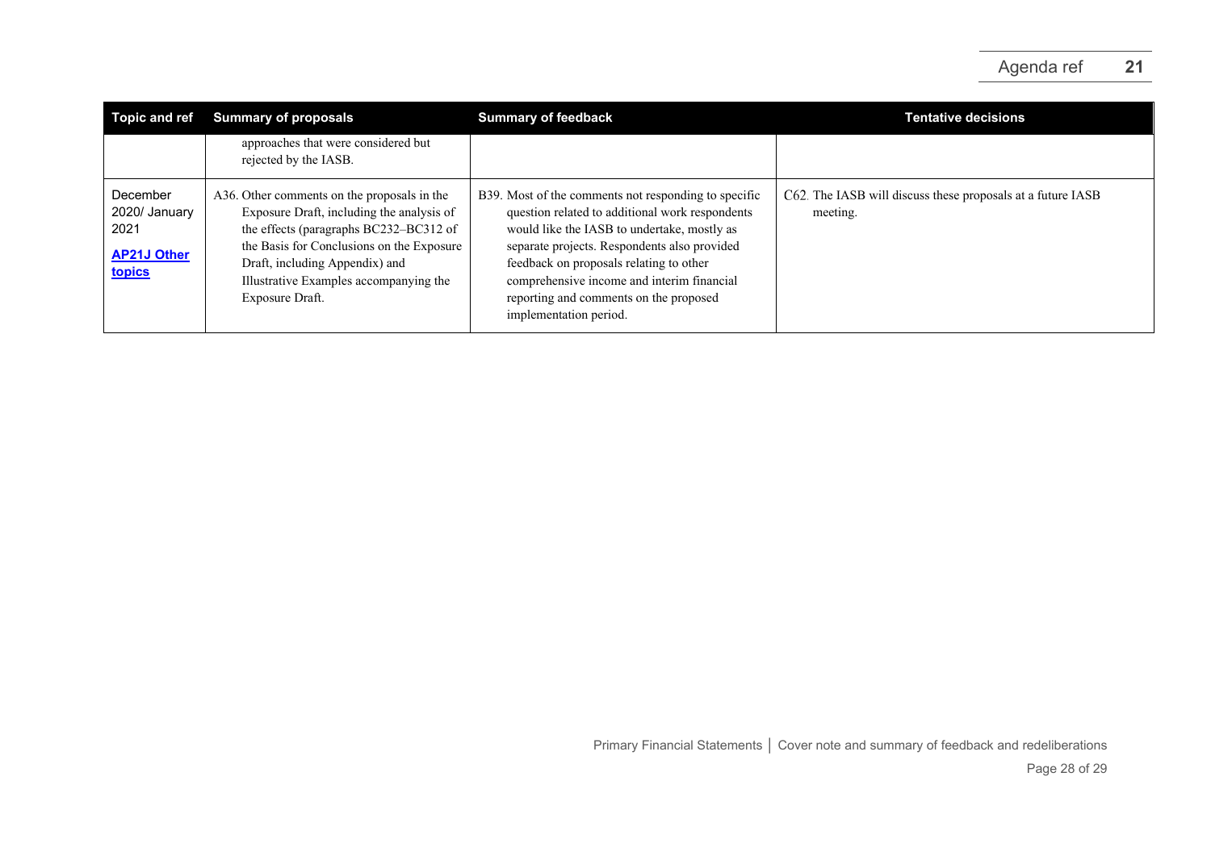| Topic and ref | Summary of proposals | Summary of feedback | Tentative decisions |
| --- | --- | --- | --- |
| | approaches that were considered but rejected by the IASB. | | |
| December 2020/ January 2021<br>**AP21J Other topics** | A36. Other comments on the proposals in the Exposure Draft, including the analysis of the effects (paragraphs BC232–BC312 of the Basis for Conclusions on the Exposure Draft, including Appendix) and Illustrative Examples accompanying the Exposure Draft. | B39. Most of the comments not responding to specific question related to additional work respondents would like the IASB to undertake, mostly as separate projects. Respondents also provided feedback on proposals relating to other comprehensive income and interim financial reporting and comments on the proposed implementation period. | C62. The IASB will discuss these proposals at a future IASB meeting. |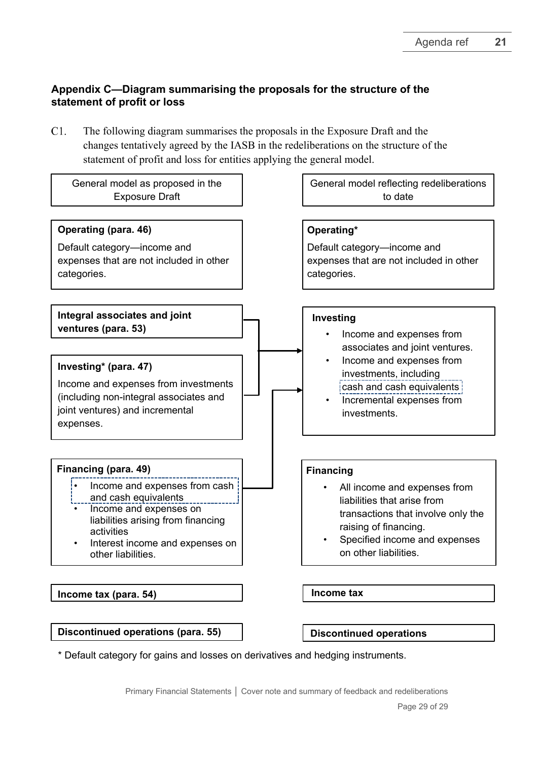## Appendix C—Diagram summarising the proposals for the structure of the statement of profit or loss

C1. The following diagram summarises the proposals in the Exposure Draft and the changes tentatively agreed by the IASB in the redeliberations on the structure of the statement of profit and loss for entities applying the general model.

General model as proposed in the Exposure Draft

**Operating (para. 46)**

Default category—income and expenses that are not included in other categories.

**Integral associates and joint ventures (para. 53)**

**Investing* (para. 47)**

Income and expenses from investments (including non-integral associates and joint ventures) and incremental expenses.

**Financing (para. 49)**

- Income and expenses from cash and cash equivalents
- Income and expenses on liabilities arising from financing activities
- Interest income and expenses on other liabilities.

**Income tax (para. 54)**

**Discontinued operations (para. 55)**

General model reflecting redeliberations to date

**Operating***

Default category—income and expenses that are not included in other categories.

**Investing**

- Income and expenses from associates and joint ventures.
- Income and expenses from investments, including cash and cash equivalents
- Incremental expenses from investments.

**Financing**

- All income and expenses from liabilities that arise from transactions that involve only the raising of financing.
- Specified income and expenses on other liabilities.

**Income tax**

**Discontinued operations**

* Default category for gains and losses on derivatives and hedging instruments.